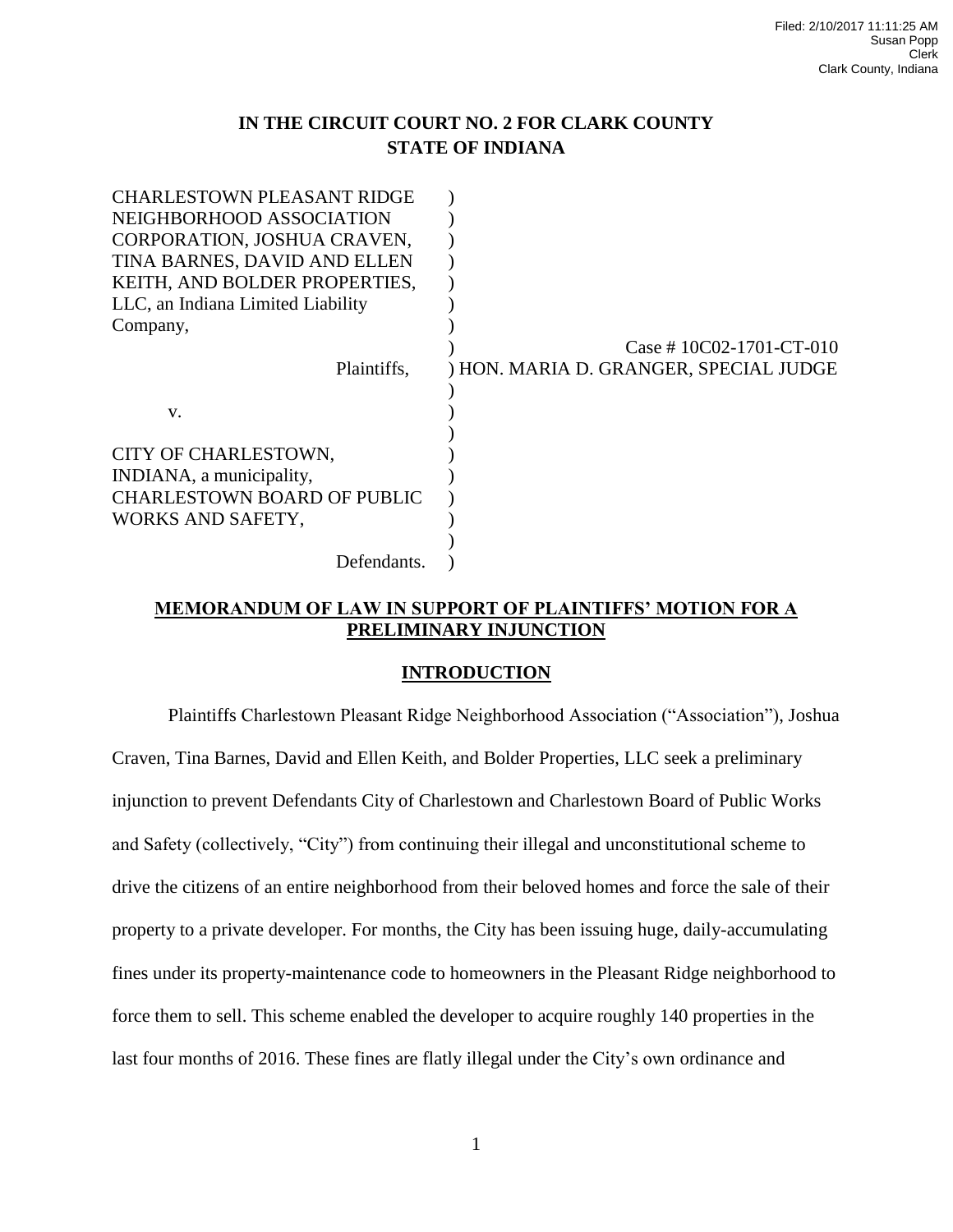Filed: 2/10/2017 11:11:25 AM
Susan Popp
Clerk
Clark County, Indiana

**IN THE CIRCUIT COURT NO. 2 FOR CLARK COUNTY**
**STATE OF INDIANA**

| | | |
|---|---|---|
| CHARLESTOWN PLEASANT RIDGE NEIGHBORHOOD ASSOCIATION CORPORATION, JOSHUA CRAVEN, TINA BARNES, DAVID AND ELLEN KEITH, AND BOLDER PROPERTIES, LLC, an Indiana Limited Liability Company, | ) | |
| Plaintiffs, | ) | Case # 10C02-1701-CT-010 HON. MARIA D. GRANGER, SPECIAL JUDGE |
| v. | ) | |
| CITY OF CHARLESTOWN, INDIANA, a municipality, CHARLESTOWN BOARD OF PUBLIC WORKS AND SAFETY, | ) | |
| Defendants. | ) | |

## MEMORANDUM OF LAW IN SUPPORT OF PLAINTIFFS' MOTION FOR A PRELIMINARY INJUNCTION

### INTRODUCTION

Plaintiffs Charlestown Pleasant Ridge Neighborhood Association ("Association"), Joshua Craven, Tina Barnes, David and Ellen Keith, and Bolder Properties, LLC seek a preliminary injunction to prevent Defendants City of Charlestown and Charlestown Board of Public Works and Safety (collectively, "City") from continuing their illegal and unconstitutional scheme to drive the citizens of an entire neighborhood from their beloved homes and force the sale of their property to a private developer. For months, the City has been issuing huge, daily-accumulating fines under its property-maintenance code to homeowners in the Pleasant Ridge neighborhood to force them to sell. This scheme enabled the developer to acquire roughly 140 properties in the last four months of 2016. These fines are flatly illegal under the City's own ordinance and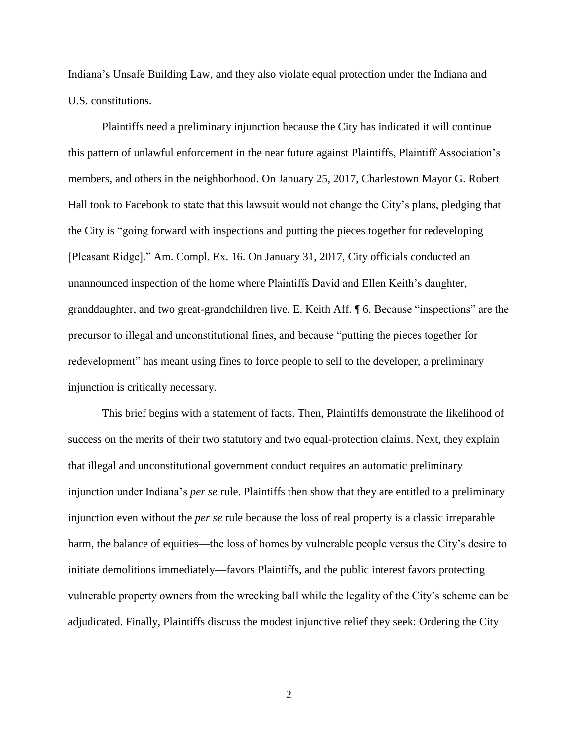Indiana's Unsafe Building Law, and they also violate equal protection under the Indiana and U.S. constitutions.

Plaintiffs need a preliminary injunction because the City has indicated it will continue this pattern of unlawful enforcement in the near future against Plaintiffs, Plaintiff Association's members, and others in the neighborhood. On January 25, 2017, Charlestown Mayor G. Robert Hall took to Facebook to state that this lawsuit would not change the City's plans, pledging that the City is "going forward with inspections and putting the pieces together for redeveloping [Pleasant Ridge]." Am. Compl. Ex. 16. On January 31, 2017, City officials conducted an unannounced inspection of the home where Plaintiffs David and Ellen Keith's daughter, granddaughter, and two great-grandchildren live. E. Keith Aff. ¶ 6. Because "inspections" are the precursor to illegal and unconstitutional fines, and because "putting the pieces together for redevelopment" has meant using fines to force people to sell to the developer, a preliminary injunction is critically necessary.

This brief begins with a statement of facts. Then, Plaintiffs demonstrate the likelihood of success on the merits of their two statutory and two equal-protection claims. Next, they explain that illegal and unconstitutional government conduct requires an automatic preliminary injunction under Indiana's *per se* rule. Plaintiffs then show that they are entitled to a preliminary injunction even without the *per se* rule because the loss of real property is a classic irreparable harm, the balance of equities—the loss of homes by vulnerable people versus the City's desire to initiate demolitions immediately—favors Plaintiffs, and the public interest favors protecting vulnerable property owners from the wrecking ball while the legality of the City's scheme can be adjudicated. Finally, Plaintiffs discuss the modest injunctive relief they seek: Ordering the City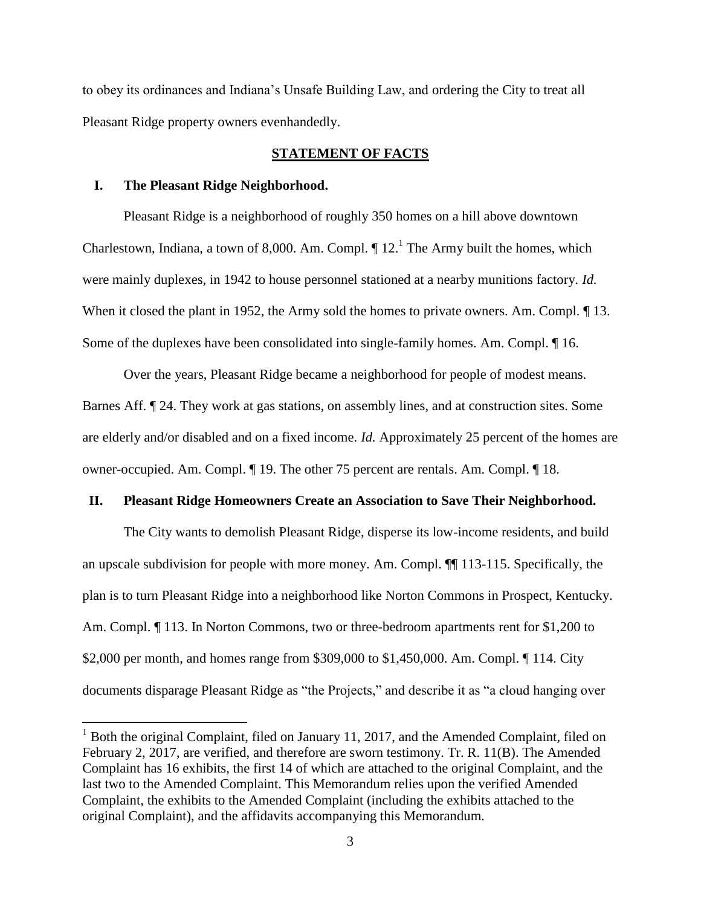to obey its ordinances and Indiana's Unsafe Building Law, and ordering the City to treat all Pleasant Ridge property owners evenhandedly.

## STATEMENT OF FACTS

### I. The Pleasant Ridge Neighborhood.

Pleasant Ridge is a neighborhood of roughly 350 homes on a hill above downtown Charlestown, Indiana, a town of 8,000. Am. Compl. ¶ 12.[1] The Army built the homes, which were mainly duplexes, in 1942 to house personnel stationed at a nearby munitions factory. *Id.* When it closed the plant in 1952, the Army sold the homes to private owners. Am. Compl. ¶ 13. Some of the duplexes have been consolidated into single-family homes. Am. Compl. ¶ 16.

Over the years, Pleasant Ridge became a neighborhood for people of modest means. Barnes Aff. ¶ 24. They work at gas stations, on assembly lines, and at construction sites. Some are elderly and/or disabled and on a fixed income. *Id.* Approximately 25 percent of the homes are owner-occupied. Am. Compl. ¶ 19. The other 75 percent are rentals. Am. Compl. ¶ 18.

### II. Pleasant Ridge Homeowners Create an Association to Save Their Neighborhood.

The City wants to demolish Pleasant Ridge, disperse its low-income residents, and build an upscale subdivision for people with more money. Am. Compl. ¶¶ 113-115. Specifically, the plan is to turn Pleasant Ridge into a neighborhood like Norton Commons in Prospect, Kentucky. Am. Compl. ¶ 113. In Norton Commons, two or three-bedroom apartments rent for $1,200 to $2,000 per month, and homes range from $309,000 to $1,450,000. Am. Compl. ¶ 114. City documents disparage Pleasant Ridge as "the Projects," and describe it as "a cloud hanging over

---

[1] Both the original Complaint, filed on January 11, 2017, and the Amended Complaint, filed on February 2, 2017, are verified, and therefore are sworn testimony. Tr. R. 11(B). The Amended Complaint has 16 exhibits, the first 14 of which are attached to the original Complaint, and the last two to the Amended Complaint. This Memorandum relies upon the verified Amended Complaint, the exhibits to the Amended Complaint (including the exhibits attached to the original Complaint), and the affidavits accompanying this Memorandum.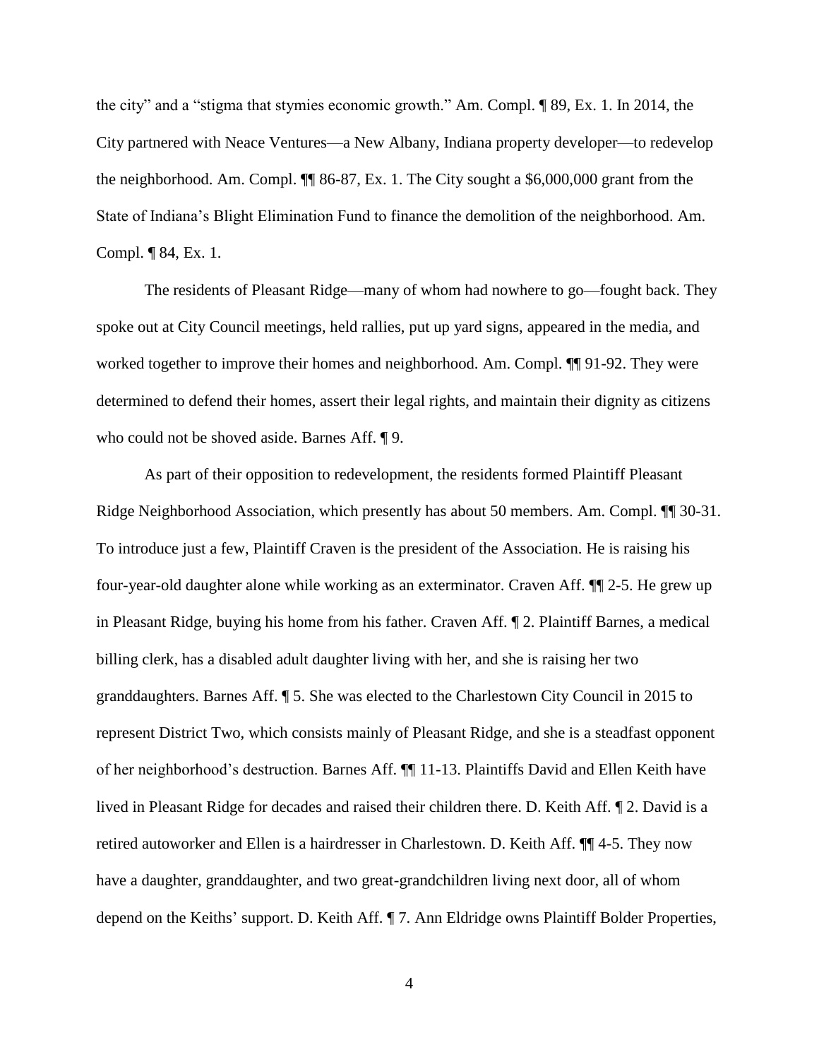the city" and a "stigma that stymies economic growth." Am. Compl. ¶ 89, Ex. 1. In 2014, the City partnered with Neace Ventures—a New Albany, Indiana property developer—to redevelop the neighborhood. Am. Compl. ¶¶ 86-87, Ex. 1. The City sought a $6,000,000 grant from the State of Indiana's Blight Elimination Fund to finance the demolition of the neighborhood. Am. Compl. ¶ 84, Ex. 1.

The residents of Pleasant Ridge—many of whom had nowhere to go—fought back. They spoke out at City Council meetings, held rallies, put up yard signs, appeared in the media, and worked together to improve their homes and neighborhood. Am. Compl. ¶¶ 91-92. They were determined to defend their homes, assert their legal rights, and maintain their dignity as citizens who could not be shoved aside. Barnes Aff. ¶ 9.

As part of their opposition to redevelopment, the residents formed Plaintiff Pleasant Ridge Neighborhood Association, which presently has about 50 members. Am. Compl. ¶¶ 30-31. To introduce just a few, Plaintiff Craven is the president of the Association. He is raising his four-year-old daughter alone while working as an exterminator. Craven Aff. ¶¶ 2-5. He grew up in Pleasant Ridge, buying his home from his father. Craven Aff. ¶ 2. Plaintiff Barnes, a medical billing clerk, has a disabled adult daughter living with her, and she is raising her two granddaughters. Barnes Aff. ¶ 5. She was elected to the Charlestown City Council in 2015 to represent District Two, which consists mainly of Pleasant Ridge, and she is a steadfast opponent of her neighborhood's destruction. Barnes Aff. ¶¶ 11-13. Plaintiffs David and Ellen Keith have lived in Pleasant Ridge for decades and raised their children there. D. Keith Aff. ¶ 2. David is a retired autoworker and Ellen is a hairdresser in Charlestown. D. Keith Aff. ¶¶ 4-5. They now have a daughter, granddaughter, and two great-grandchildren living next door, all of whom depend on the Keiths' support. D. Keith Aff. ¶ 7. Ann Eldridge owns Plaintiff Bolder Properties,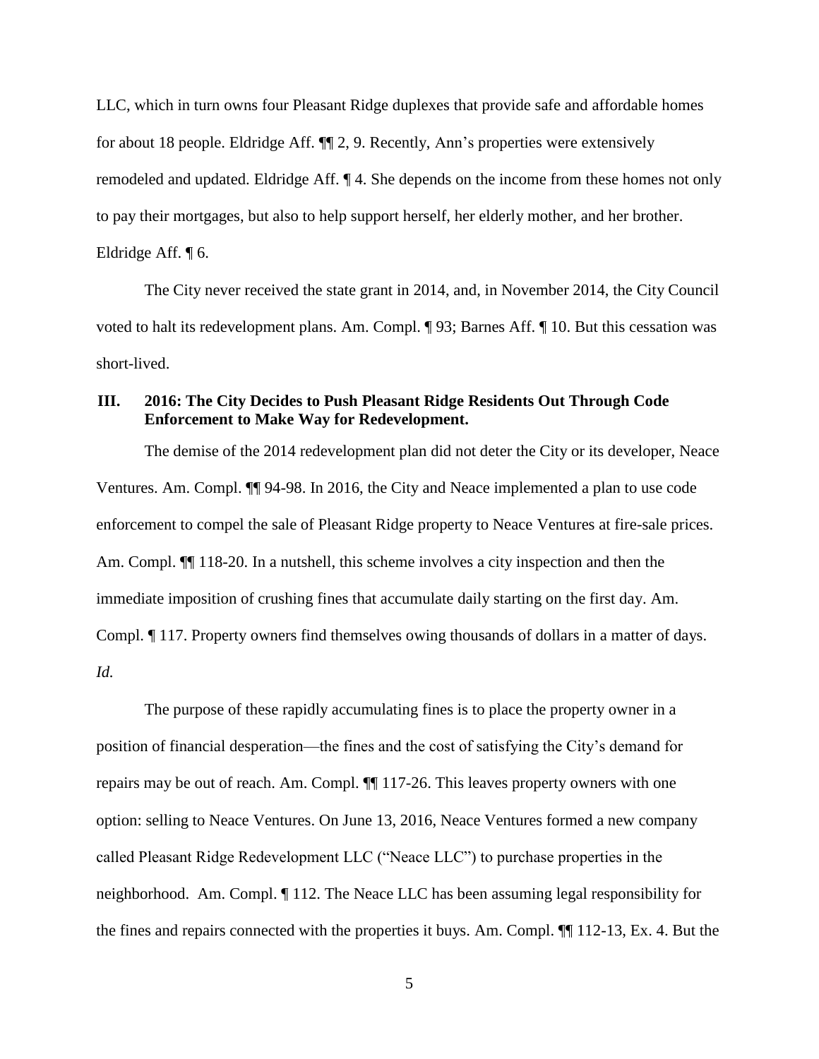LLC, which in turn owns four Pleasant Ridge duplexes that provide safe and affordable homes for about 18 people. Eldridge Aff. ¶¶ 2, 9. Recently, Ann's properties were extensively remodeled and updated. Eldridge Aff. ¶ 4. She depends on the income from these homes not only to pay their mortgages, but also to help support herself, her elderly mother, and her brother. Eldridge Aff. ¶ 6.

The City never received the state grant in 2014, and, in November 2014, the City Council voted to halt its redevelopment plans. Am. Compl. ¶ 93; Barnes Aff. ¶ 10. But this cessation was short-lived.

### III. 2016: The City Decides to Push Pleasant Ridge Residents Out Through Code Enforcement to Make Way for Redevelopment.

The demise of the 2014 redevelopment plan did not deter the City or its developer, Neace Ventures. Am. Compl. ¶¶ 94-98. In 2016, the City and Neace implemented a plan to use code enforcement to compel the sale of Pleasant Ridge property to Neace Ventures at fire-sale prices. Am. Compl. ¶¶ 118-20. In a nutshell, this scheme involves a city inspection and then the immediate imposition of crushing fines that accumulate daily starting on the first day. Am. Compl. ¶ 117. Property owners find themselves owing thousands of dollars in a matter of days. *Id.*

The purpose of these rapidly accumulating fines is to place the property owner in a position of financial desperation—the fines and the cost of satisfying the City's demand for repairs may be out of reach. Am. Compl. ¶¶ 117-26. This leaves property owners with one option: selling to Neace Ventures. On June 13, 2016, Neace Ventures formed a new company called Pleasant Ridge Redevelopment LLC ("Neace LLC") to purchase properties in the neighborhood. Am. Compl. ¶ 112. The Neace LLC has been assuming legal responsibility for the fines and repairs connected with the properties it buys. Am. Compl. ¶¶ 112-13, Ex. 4. But the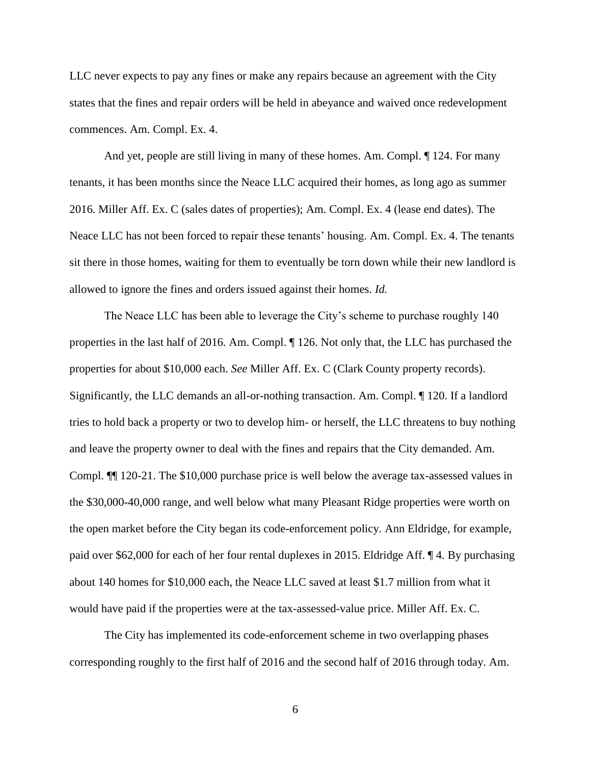LLC never expects to pay any fines or make any repairs because an agreement with the City states that the fines and repair orders will be held in abeyance and waived once redevelopment commences. Am. Compl. Ex. 4.

And yet, people are still living in many of these homes. Am. Compl. ¶ 124. For many tenants, it has been months since the Neace LLC acquired their homes, as long ago as summer 2016. Miller Aff. Ex. C (sales dates of properties); Am. Compl. Ex. 4 (lease end dates). The Neace LLC has not been forced to repair these tenants' housing. Am. Compl. Ex. 4. The tenants sit there in those homes, waiting for them to eventually be torn down while their new landlord is allowed to ignore the fines and orders issued against their homes. *Id.*

The Neace LLC has been able to leverage the City's scheme to purchase roughly 140 properties in the last half of 2016. Am. Compl. ¶ 126. Not only that, the LLC has purchased the properties for about $10,000 each. *See* Miller Aff. Ex. C (Clark County property records). Significantly, the LLC demands an all-or-nothing transaction. Am. Compl. ¶ 120. If a landlord tries to hold back a property or two to develop him- or herself, the LLC threatens to buy nothing and leave the property owner to deal with the fines and repairs that the City demanded. Am. Compl. ¶¶ 120-21. The $10,000 purchase price is well below the average tax-assessed values in the $30,000-40,000 range, and well below what many Pleasant Ridge properties were worth on the open market before the City began its code-enforcement policy. Ann Eldridge, for example, paid over $62,000 for each of her four rental duplexes in 2015. Eldridge Aff. ¶ 4. By purchasing about 140 homes for $10,000 each, the Neace LLC saved at least $1.7 million from what it would have paid if the properties were at the tax-assessed-value price. Miller Aff. Ex. C.

The City has implemented its code-enforcement scheme in two overlapping phases corresponding roughly to the first half of 2016 and the second half of 2016 through today. Am.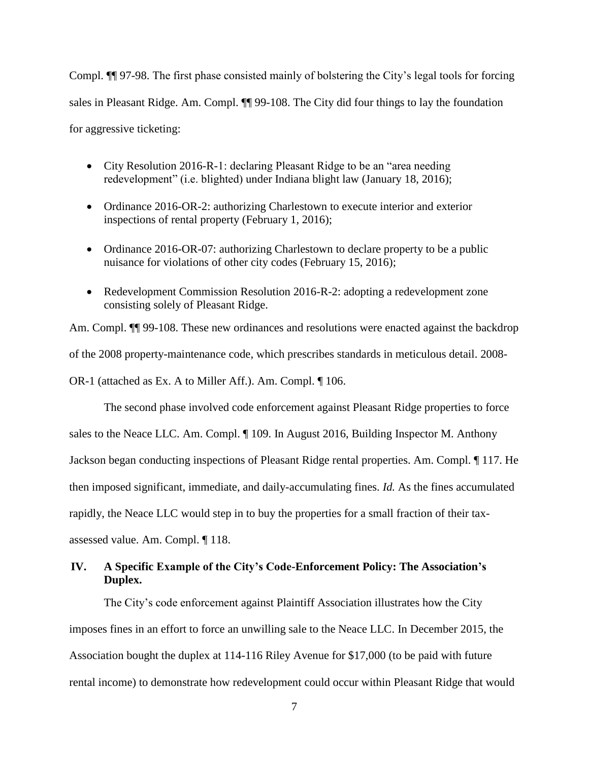Compl. ¶¶ 97-98. The first phase consisted mainly of bolstering the City's legal tools for forcing sales in Pleasant Ridge. Am. Compl. ¶¶ 99-108. The City did four things to lay the foundation for aggressive ticketing:

- City Resolution 2016-R-1: declaring Pleasant Ridge to be an "area needing redevelopment" (i.e. blighted) under Indiana blight law (January 18, 2016);
- Ordinance 2016-OR-2: authorizing Charlestown to execute interior and exterior inspections of rental property (February 1, 2016);
- Ordinance 2016-OR-07: authorizing Charlestown to declare property to be a public nuisance for violations of other city codes (February 15, 2016);
- Redevelopment Commission Resolution 2016-R-2: adopting a redevelopment zone consisting solely of Pleasant Ridge.

Am. Compl. ¶¶ 99-108. These new ordinances and resolutions were enacted against the backdrop of the 2008 property-maintenance code, which prescribes standards in meticulous detail. 2008-OR-1 (attached as Ex. A to Miller Aff.). Am. Compl. ¶ 106.

The second phase involved code enforcement against Pleasant Ridge properties to force sales to the Neace LLC. Am. Compl. ¶ 109. In August 2016, Building Inspector M. Anthony Jackson began conducting inspections of Pleasant Ridge rental properties. Am. Compl. ¶ 117. He then imposed significant, immediate, and daily-accumulating fines. *Id.* As the fines accumulated rapidly, the Neace LLC would step in to buy the properties for a small fraction of their tax-assessed value. Am. Compl. ¶ 118.

## IV. A Specific Example of the City's Code-Enforcement Policy: The Association's Duplex.

The City's code enforcement against Plaintiff Association illustrates how the City imposes fines in an effort to force an unwilling sale to the Neace LLC. In December 2015, the Association bought the duplex at 114-116 Riley Avenue for $17,000 (to be paid with future rental income) to demonstrate how redevelopment could occur within Pleasant Ridge that would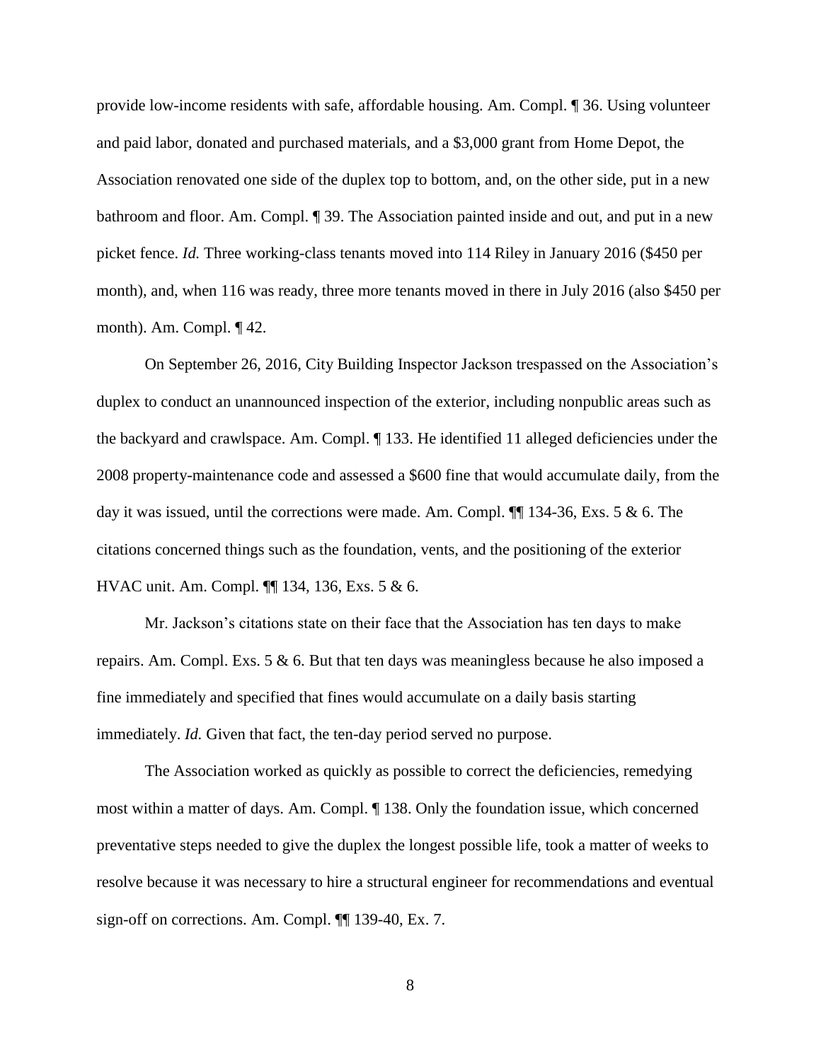provide low-income residents with safe, affordable housing. Am. Compl. ¶ 36. Using volunteer and paid labor, donated and purchased materials, and a $3,000 grant from Home Depot, the Association renovated one side of the duplex top to bottom, and, on the other side, put in a new bathroom and floor. Am. Compl. ¶ 39. The Association painted inside and out, and put in a new picket fence. *Id.* Three working-class tenants moved into 114 Riley in January 2016 ($450 per month), and, when 116 was ready, three more tenants moved in there in July 2016 (also $450 per month). Am. Compl. ¶ 42.

On September 26, 2016, City Building Inspector Jackson trespassed on the Association's duplex to conduct an unannounced inspection of the exterior, including nonpublic areas such as the backyard and crawlspace. Am. Compl. ¶ 133. He identified 11 alleged deficiencies under the 2008 property-maintenance code and assessed a $600 fine that would accumulate daily, from the day it was issued, until the corrections were made. Am. Compl. ¶¶ 134-36, Exs. 5 & 6. The citations concerned things such as the foundation, vents, and the positioning of the exterior HVAC unit. Am. Compl. ¶¶ 134, 136, Exs. 5 & 6.

Mr. Jackson's citations state on their face that the Association has ten days to make repairs. Am. Compl. Exs. 5 & 6. But that ten days was meaningless because he also imposed a fine immediately and specified that fines would accumulate on a daily basis starting immediately. *Id.* Given that fact, the ten-day period served no purpose.

The Association worked as quickly as possible to correct the deficiencies, remedying most within a matter of days. Am. Compl. ¶ 138. Only the foundation issue, which concerned preventative steps needed to give the duplex the longest possible life, took a matter of weeks to resolve because it was necessary to hire a structural engineer for recommendations and eventual sign-off on corrections. Am. Compl. ¶¶ 139-40, Ex. 7.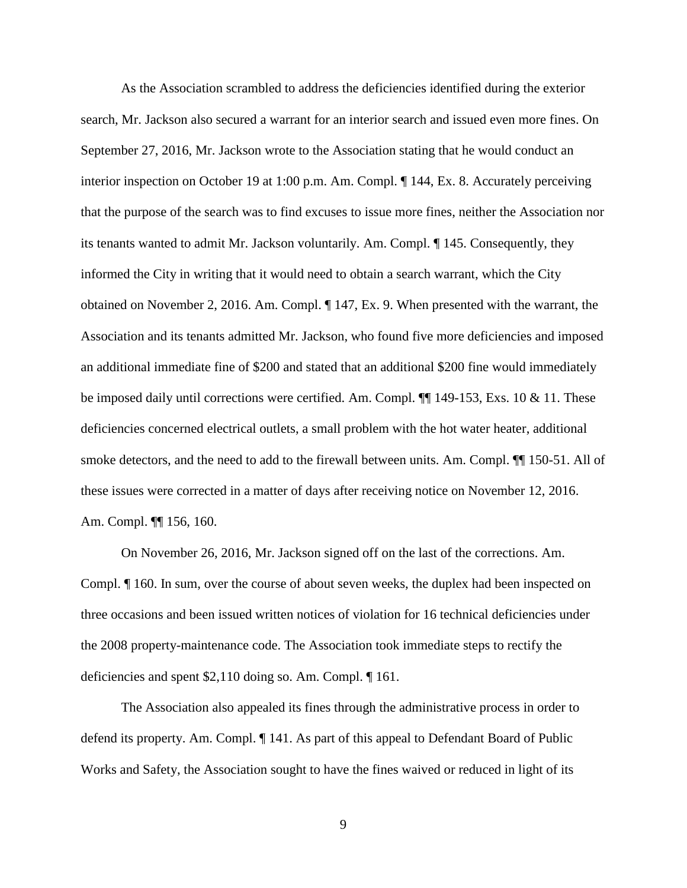As the Association scrambled to address the deficiencies identified during the exterior search, Mr. Jackson also secured a warrant for an interior search and issued even more fines. On September 27, 2016, Mr. Jackson wrote to the Association stating that he would conduct an interior inspection on October 19 at 1:00 p.m. Am. Compl. ¶ 144, Ex. 8. Accurately perceiving that the purpose of the search was to find excuses to issue more fines, neither the Association nor its tenants wanted to admit Mr. Jackson voluntarily. Am. Compl. ¶ 145. Consequently, they informed the City in writing that it would need to obtain a search warrant, which the City obtained on November 2, 2016. Am. Compl. ¶ 147, Ex. 9. When presented with the warrant, the Association and its tenants admitted Mr. Jackson, who found five more deficiencies and imposed an additional immediate fine of $200 and stated that an additional $200 fine would immediately be imposed daily until corrections were certified. Am. Compl. ¶¶ 149-153, Exs. 10 & 11. These deficiencies concerned electrical outlets, a small problem with the hot water heater, additional smoke detectors, and the need to add to the firewall between units. Am. Compl. ¶¶ 150-51. All of these issues were corrected in a matter of days after receiving notice on November 12, 2016. Am. Compl. ¶¶ 156, 160.

On November 26, 2016, Mr. Jackson signed off on the last of the corrections. Am. Compl. ¶ 160. In sum, over the course of about seven weeks, the duplex had been inspected on three occasions and been issued written notices of violation for 16 technical deficiencies under the 2008 property-maintenance code. The Association took immediate steps to rectify the deficiencies and spent $2,110 doing so. Am. Compl. ¶ 161.

The Association also appealed its fines through the administrative process in order to defend its property. Am. Compl. ¶ 141. As part of this appeal to Defendant Board of Public Works and Safety, the Association sought to have the fines waived or reduced in light of its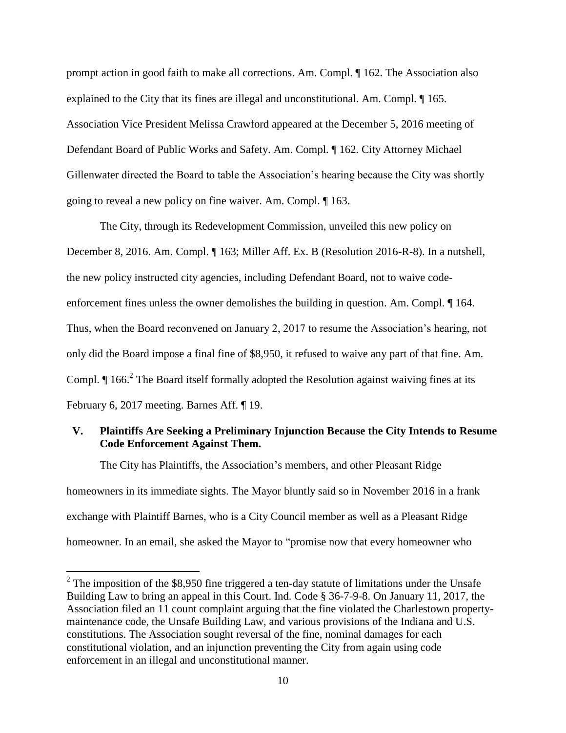prompt action in good faith to make all corrections. Am. Compl. ¶ 162. The Association also explained to the City that its fines are illegal and unconstitutional. Am. Compl. ¶ 165. Association Vice President Melissa Crawford appeared at the December 5, 2016 meeting of Defendant Board of Public Works and Safety. Am. Compl. ¶ 162. City Attorney Michael Gillenwater directed the Board to table the Association's hearing because the City was shortly going to reveal a new policy on fine waiver. Am. Compl. ¶ 163.

The City, through its Redevelopment Commission, unveiled this new policy on December 8, 2016. Am. Compl. ¶ 163; Miller Aff. Ex. B (Resolution 2016-R-8). In a nutshell, the new policy instructed city agencies, including Defendant Board, not to waive code-enforcement fines unless the owner demolishes the building in question. Am. Compl. ¶ 164. Thus, when the Board reconvened on January 2, 2017 to resume the Association's hearing, not only did the Board impose a final fine of $8,950, it refused to waive any part of that fine. Am. Compl. ¶ 166.[2] The Board itself formally adopted the Resolution against waiving fines at its February 6, 2017 meeting. Barnes Aff. ¶ 19.

## V. Plaintiffs Are Seeking a Preliminary Injunction Because the City Intends to Resume Code Enforcement Against Them.

The City has Plaintiffs, the Association's members, and other Pleasant Ridge homeowners in its immediate sights. The Mayor bluntly said so in November 2016 in a frank exchange with Plaintiff Barnes, who is a City Council member as well as a Pleasant Ridge homeowner. In an email, she asked the Mayor to "promise now that every homeowner who

[2] The imposition of the $8,950 fine triggered a ten-day statute of limitations under the Unsafe Building Law to bring an appeal in this Court. Ind. Code § 36-7-9-8. On January 11, 2017, the Association filed an 11 count complaint arguing that the fine violated the Charlestown property-maintenance code, the Unsafe Building Law, and various provisions of the Indiana and U.S. constitutions. The Association sought reversal of the fine, nominal damages for each constitutional violation, and an injunction preventing the City from again using code enforcement in an illegal and unconstitutional manner.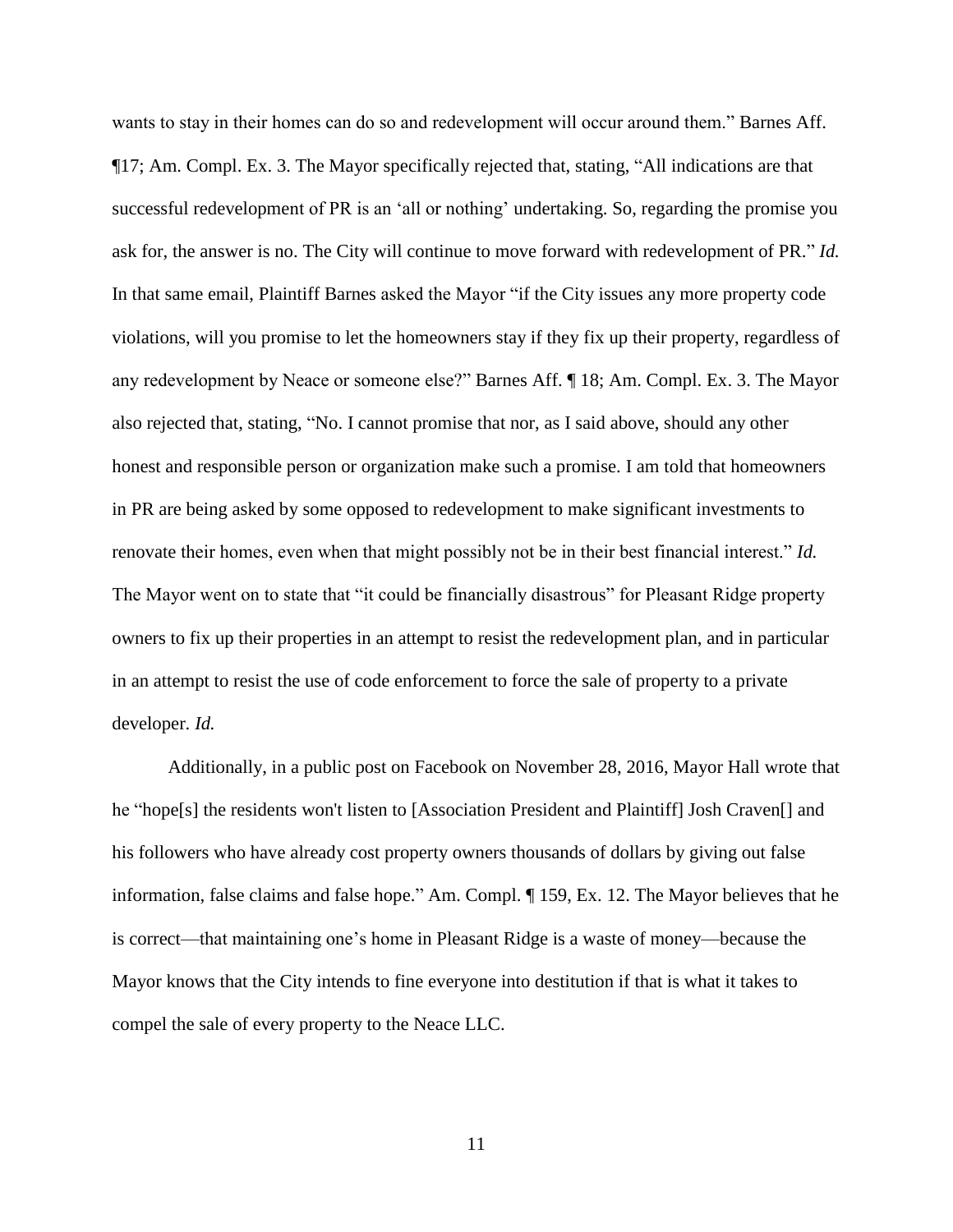wants to stay in their homes can do so and redevelopment will occur around them." Barnes Aff. ¶17; Am. Compl. Ex. 3. The Mayor specifically rejected that, stating, "All indications are that successful redevelopment of PR is an 'all or nothing' undertaking. So, regarding the promise you ask for, the answer is no. The City will continue to move forward with redevelopment of PR." *Id.* In that same email, Plaintiff Barnes asked the Mayor "if the City issues any more property code violations, will you promise to let the homeowners stay if they fix up their property, regardless of any redevelopment by Neace or someone else?" Barnes Aff. ¶ 18; Am. Compl. Ex. 3. The Mayor also rejected that, stating, "No. I cannot promise that nor, as I said above, should any other honest and responsible person or organization make such a promise. I am told that homeowners in PR are being asked by some opposed to redevelopment to make significant investments to renovate their homes, even when that might possibly not be in their best financial interest." *Id.* The Mayor went on to state that "it could be financially disastrous" for Pleasant Ridge property owners to fix up their properties in an attempt to resist the redevelopment plan, and in particular in an attempt to resist the use of code enforcement to force the sale of property to a private developer. *Id.*

Additionally, in a public post on Facebook on November 28, 2016, Mayor Hall wrote that he "hope[s] the residents won't listen to [Association President and Plaintiff] Josh Craven[] and his followers who have already cost property owners thousands of dollars by giving out false information, false claims and false hope." Am. Compl. ¶ 159, Ex. 12. The Mayor believes that he is correct—that maintaining one's home in Pleasant Ridge is a waste of money—because the Mayor knows that the City intends to fine everyone into destitution if that is what it takes to compel the sale of every property to the Neace LLC.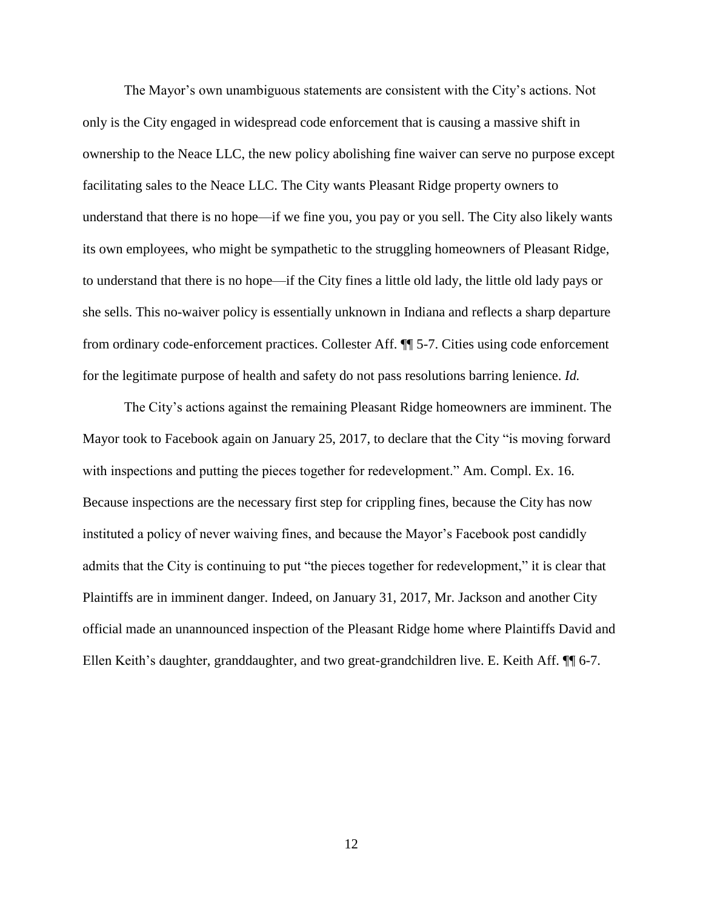The Mayor's own unambiguous statements are consistent with the City's actions. Not only is the City engaged in widespread code enforcement that is causing a massive shift in ownership to the Neace LLC, the new policy abolishing fine waiver can serve no purpose except facilitating sales to the Neace LLC. The City wants Pleasant Ridge property owners to understand that there is no hope—if we fine you, you pay or you sell. The City also likely wants its own employees, who might be sympathetic to the struggling homeowners of Pleasant Ridge, to understand that there is no hope—if the City fines a little old lady, the little old lady pays or she sells. This no-waiver policy is essentially unknown in Indiana and reflects a sharp departure from ordinary code-enforcement practices. Collester Aff. ¶¶ 5-7. Cities using code enforcement for the legitimate purpose of health and safety do not pass resolutions barring lenience. *Id.*

The City's actions against the remaining Pleasant Ridge homeowners are imminent. The Mayor took to Facebook again on January 25, 2017, to declare that the City "is moving forward with inspections and putting the pieces together for redevelopment." Am. Compl. Ex. 16. Because inspections are the necessary first step for crippling fines, because the City has now instituted a policy of never waiving fines, and because the Mayor's Facebook post candidly admits that the City is continuing to put "the pieces together for redevelopment," it is clear that Plaintiffs are in imminent danger. Indeed, on January 31, 2017, Mr. Jackson and another City official made an unannounced inspection of the Pleasant Ridge home where Plaintiffs David and Ellen Keith's daughter, granddaughter, and two great-grandchildren live. E. Keith Aff. ¶¶ 6-7.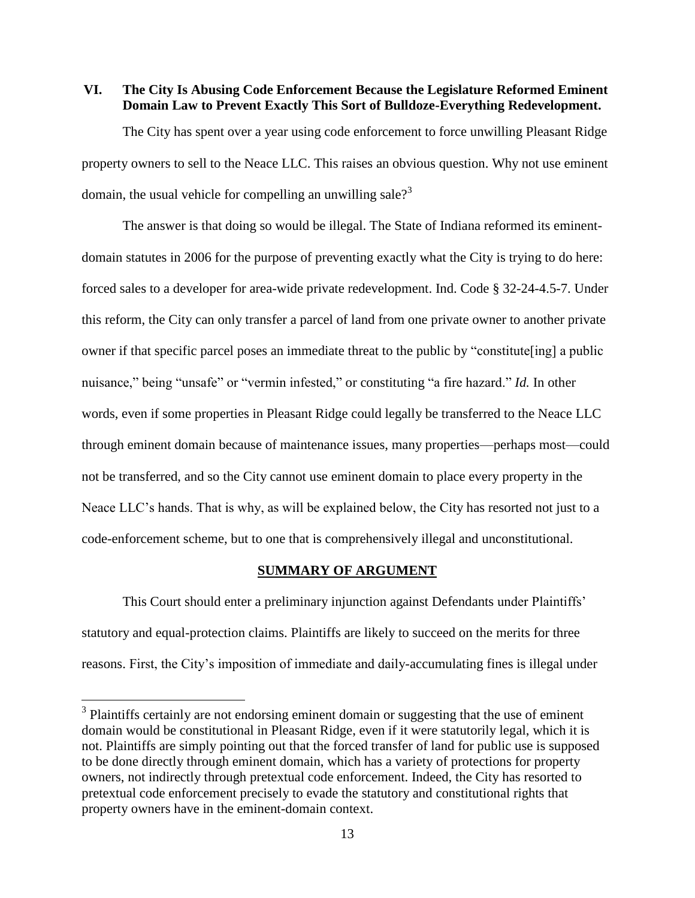## VI. The City Is Abusing Code Enforcement Because the Legislature Reformed Eminent Domain Law to Prevent Exactly This Sort of Bulldoze-Everything Redevelopment.

The City has spent over a year using code enforcement to force unwilling Pleasant Ridge property owners to sell to the Neace LLC. This raises an obvious question. Why not use eminent domain, the usual vehicle for compelling an unwilling sale?[3]

The answer is that doing so would be illegal. The State of Indiana reformed its eminent-domain statutes in 2006 for the purpose of preventing exactly what the City is trying to do here: forced sales to a developer for area-wide private redevelopment. Ind. Code § 32-24-4.5-7. Under this reform, the City can only transfer a parcel of land from one private owner to another private owner if that specific parcel poses an immediate threat to the public by "constitute[ing] a public nuisance," being "unsafe" or "vermin infested," or constituting "a fire hazard." *Id.* In other words, even if some properties in Pleasant Ridge could legally be transferred to the Neace LLC through eminent domain because of maintenance issues, many properties—perhaps most—could not be transferred, and so the City cannot use eminent domain to place every property in the Neace LLC's hands. That is why, as will be explained below, the City has resorted not just to a code-enforcement scheme, but to one that is comprehensively illegal and unconstitutional.

## SUMMARY OF ARGUMENT

This Court should enter a preliminary injunction against Defendants under Plaintiffs' statutory and equal-protection claims. Plaintiffs are likely to succeed on the merits for three reasons. First, the City's imposition of immediate and daily-accumulating fines is illegal under

---

[3] Plaintiffs certainly are not endorsing eminent domain or suggesting that the use of eminent domain would be constitutional in Pleasant Ridge, even if it were statutorily legal, which it is not. Plaintiffs are simply pointing out that the forced transfer of land for public use is supposed to be done directly through eminent domain, which has a variety of protections for property owners, not indirectly through pretextual code enforcement. Indeed, the City has resorted to pretextual code enforcement precisely to evade the statutory and constitutional rights that property owners have in the eminent-domain context.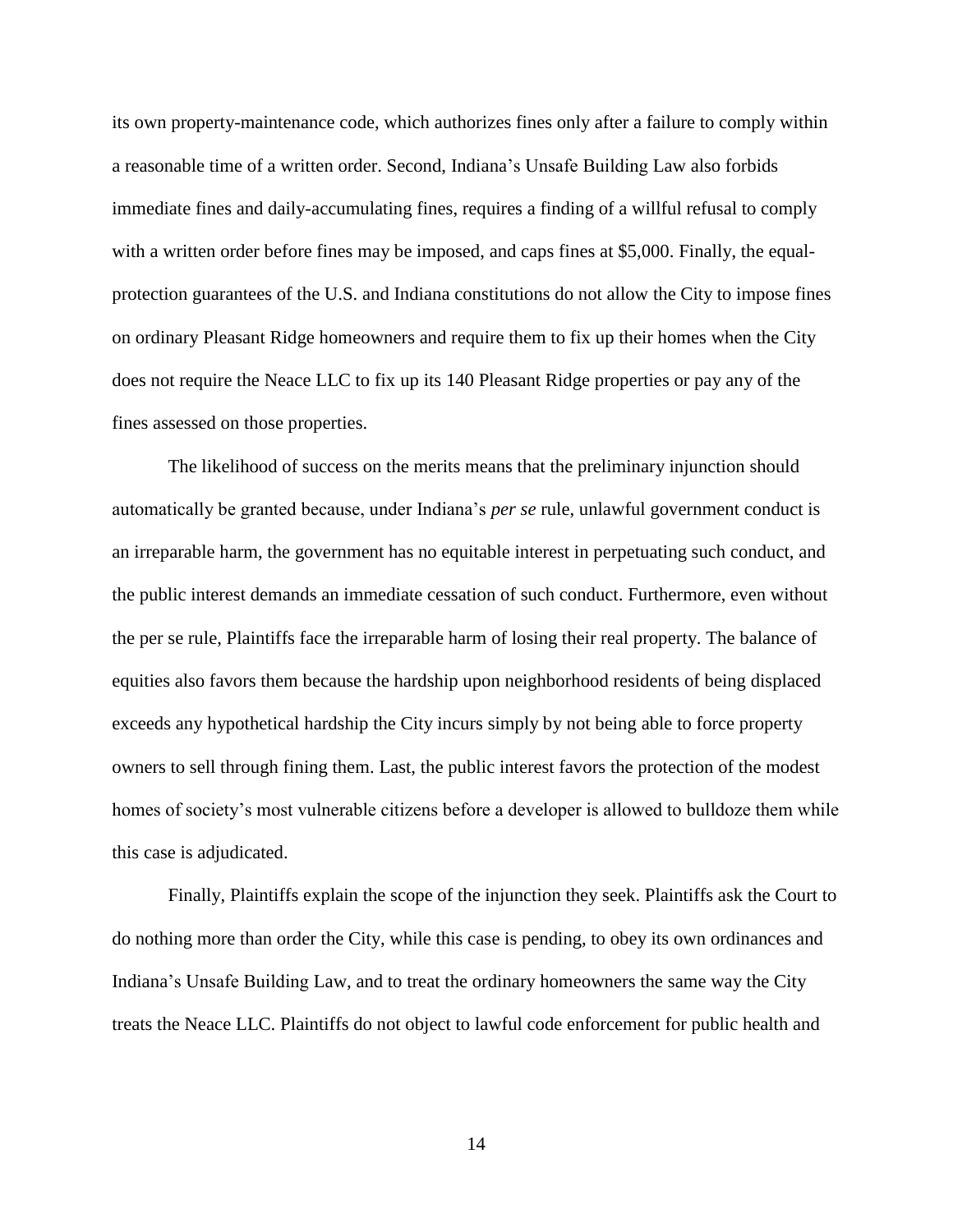its own property-maintenance code, which authorizes fines only after a failure to comply within a reasonable time of a written order. Second, Indiana's Unsafe Building Law also forbids immediate fines and daily-accumulating fines, requires a finding of a willful refusal to comply with a written order before fines may be imposed, and caps fines at $5,000. Finally, the equal-protection guarantees of the U.S. and Indiana constitutions do not allow the City to impose fines on ordinary Pleasant Ridge homeowners and require them to fix up their homes when the City does not require the Neace LLC to fix up its 140 Pleasant Ridge properties or pay any of the fines assessed on those properties.

The likelihood of success on the merits means that the preliminary injunction should automatically be granted because, under Indiana's *per se* rule, unlawful government conduct is an irreparable harm, the government has no equitable interest in perpetuating such conduct, and the public interest demands an immediate cessation of such conduct. Furthermore, even without the per se rule, Plaintiffs face the irreparable harm of losing their real property. The balance of equities also favors them because the hardship upon neighborhood residents of being displaced exceeds any hypothetical hardship the City incurs simply by not being able to force property owners to sell through fining them. Last, the public interest favors the protection of the modest homes of society's most vulnerable citizens before a developer is allowed to bulldoze them while this case is adjudicated.

Finally, Plaintiffs explain the scope of the injunction they seek. Plaintiffs ask the Court to do nothing more than order the City, while this case is pending, to obey its own ordinances and Indiana's Unsafe Building Law, and to treat the ordinary homeowners the same way the City treats the Neace LLC. Plaintiffs do not object to lawful code enforcement for public health and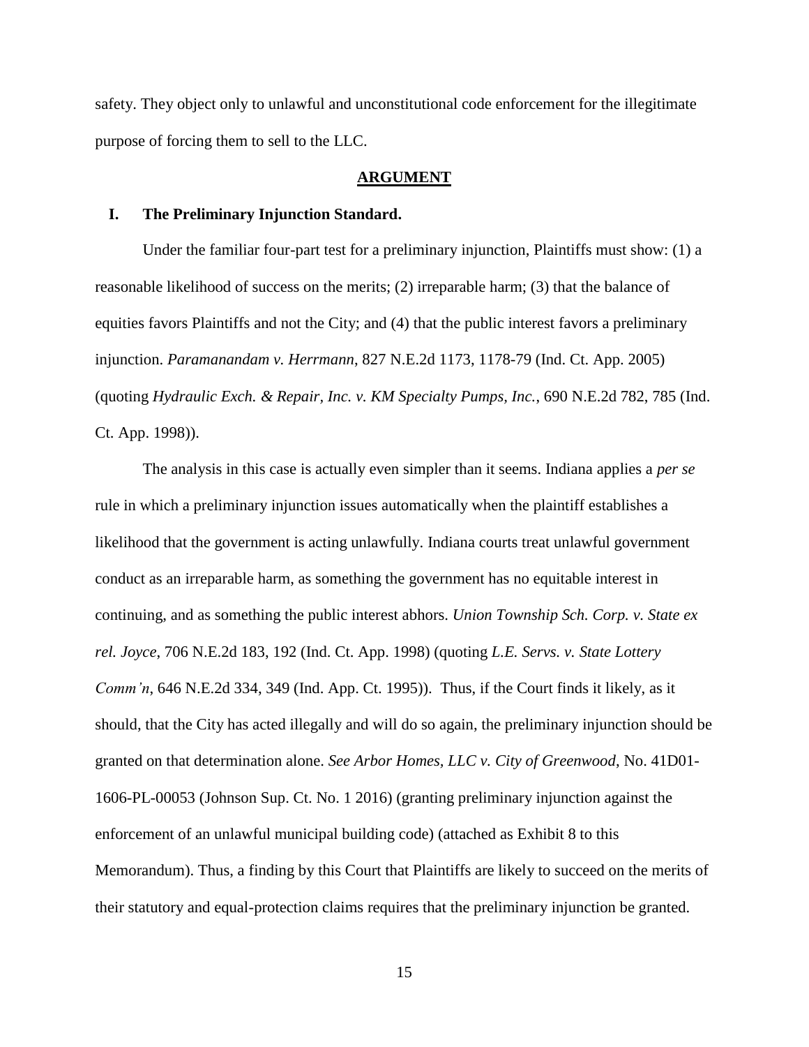safety. They object only to unlawful and unconstitutional code enforcement for the illegitimate purpose of forcing them to sell to the LLC.

## ARGUMENT

### I. The Preliminary Injunction Standard.

Under the familiar four-part test for a preliminary injunction, Plaintiffs must show: (1) a reasonable likelihood of success on the merits; (2) irreparable harm; (3) that the balance of equities favors Plaintiffs and not the City; and (4) that the public interest favors a preliminary injunction. *Paramanandam v. Herrmann*, 827 N.E.2d 1173, 1178-79 (Ind. Ct. App. 2005) (quoting *Hydraulic Exch. & Repair, Inc. v. KM Specialty Pumps, Inc.*, 690 N.E.2d 782, 785 (Ind. Ct. App. 1998)).

The analysis in this case is actually even simpler than it seems. Indiana applies a *per se* rule in which a preliminary injunction issues automatically when the plaintiff establishes a likelihood that the government is acting unlawfully. Indiana courts treat unlawful government conduct as an irreparable harm, as something the government has no equitable interest in continuing, and as something the public interest abhors. *Union Township Sch. Corp. v. State ex rel. Joyce*, 706 N.E.2d 183, 192 (Ind. Ct. App. 1998) (quoting *L.E. Servs. v. State Lottery Comm'n*, 646 N.E.2d 334, 349 (Ind. App. Ct. 1995)). Thus, if the Court finds it likely, as it should, that the City has acted illegally and will do so again, the preliminary injunction should be granted on that determination alone. *See Arbor Homes, LLC v. City of Greenwood*, No. 41D01-1606-PL-00053 (Johnson Sup. Ct. No. 1 2016) (granting preliminary injunction against the enforcement of an unlawful municipal building code) (attached as Exhibit 8 to this Memorandum). Thus, a finding by this Court that Plaintiffs are likely to succeed on the merits of their statutory and equal-protection claims requires that the preliminary injunction be granted.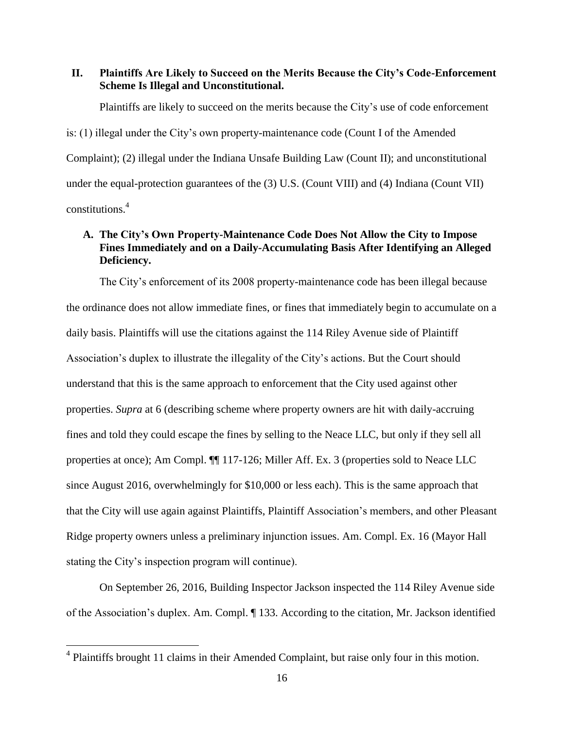## II. Plaintiffs Are Likely to Succeed on the Merits Because the City's Code-Enforcement Scheme Is Illegal and Unconstitutional.

Plaintiffs are likely to succeed on the merits because the City's use of code enforcement is: (1) illegal under the City's own property-maintenance code (Count I of the Amended Complaint); (2) illegal under the Indiana Unsafe Building Law (Count II); and unconstitutional under the equal-protection guarantees of the (3) U.S. (Count VIII) and (4) Indiana (Count VII) constitutions.[4]

### A. The City's Own Property-Maintenance Code Does Not Allow the City to Impose Fines Immediately and on a Daily-Accumulating Basis After Identifying an Alleged Deficiency.

The City's enforcement of its 2008 property-maintenance code has been illegal because the ordinance does not allow immediate fines, or fines that immediately begin to accumulate on a daily basis. Plaintiffs will use the citations against the 114 Riley Avenue side of Plaintiff Association's duplex to illustrate the illegality of the City's actions. But the Court should understand that this is the same approach to enforcement that the City used against other properties. *Supra* at 6 (describing scheme where property owners are hit with daily-accruing fines and told they could escape the fines by selling to the Neace LLC, but only if they sell all properties at once); Am Compl. ¶¶ 117-126; Miller Aff. Ex. 3 (properties sold to Neace LLC since August 2016, overwhelmingly for $10,000 or less each). This is the same approach that that the City will use again against Plaintiffs, Plaintiff Association's members, and other Pleasant Ridge property owners unless a preliminary injunction issues. Am. Compl. Ex. 16 (Mayor Hall stating the City's inspection program will continue).

On September 26, 2016, Building Inspector Jackson inspected the 114 Riley Avenue side of the Association's duplex. Am. Compl. ¶ 133. According to the citation, Mr. Jackson identified

[4] Plaintiffs brought 11 claims in their Amended Complaint, but raise only four in this motion.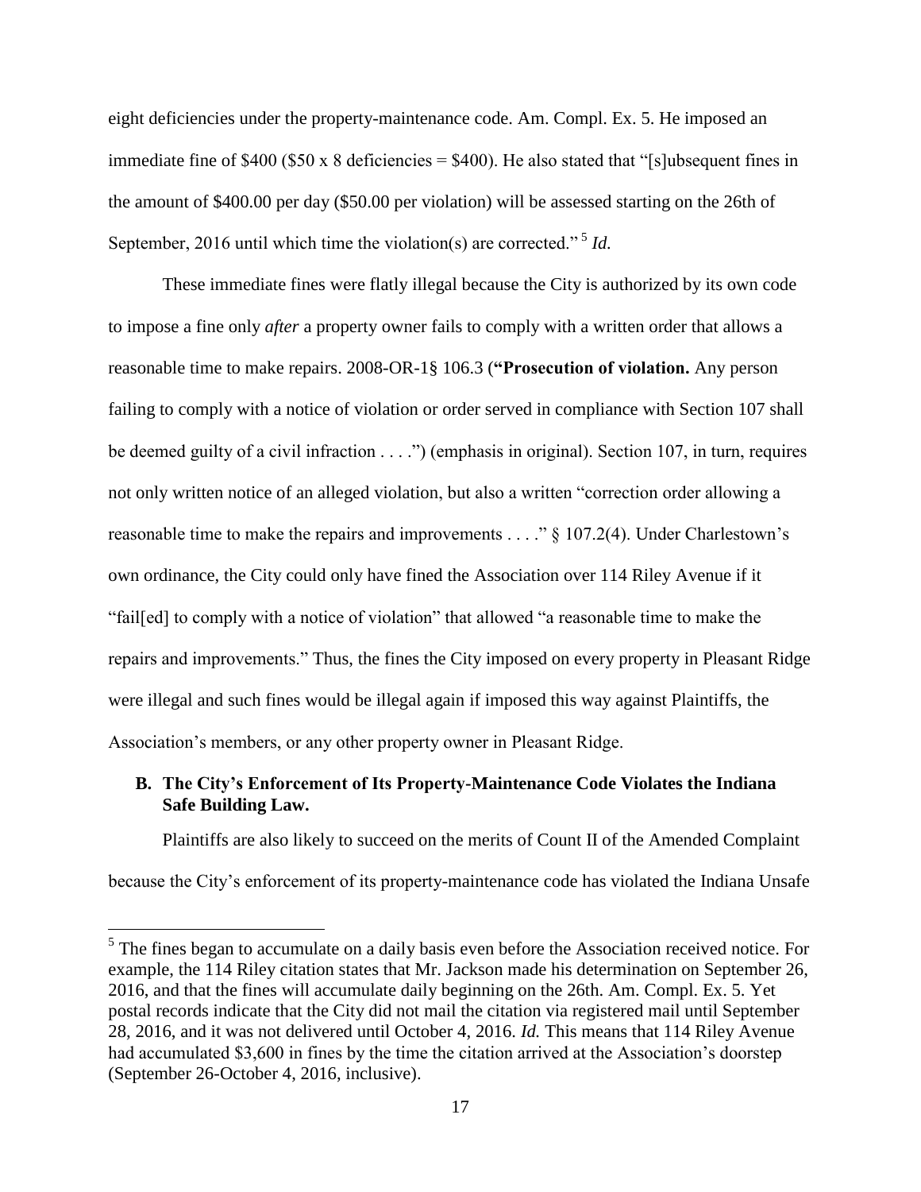eight deficiencies under the property-maintenance code. Am. Compl. Ex. 5. He imposed an immediate fine of $400 ($50 x 8 deficiencies = $400). He also stated that "[s]ubsequent fines in the amount of $400.00 per day ($50.00 per violation) will be assessed starting on the 26th of September, 2016 until which time the violation(s) are corrected."[5] *Id.*

These immediate fines were flatly illegal because the City is authorized by its own code to impose a fine only *after* a property owner fails to comply with a written order that allows a reasonable time to make repairs. 2008-OR-1§ 106.3 (**"Prosecution of violation.** Any person failing to comply with a notice of violation or order served in compliance with Section 107 shall be deemed guilty of a civil infraction . . . .") (emphasis in original). Section 107, in turn, requires not only written notice of an alleged violation, but also a written "correction order allowing a reasonable time to make the repairs and improvements . . . ." § 107.2(4). Under Charlestown's own ordinance, the City could only have fined the Association over 114 Riley Avenue if it "fail[ed] to comply with a notice of violation" that allowed "a reasonable time to make the repairs and improvements." Thus, the fines the City imposed on every property in Pleasant Ridge were illegal and such fines would be illegal again if imposed this way against Plaintiffs, the Association's members, or any other property owner in Pleasant Ridge.

### B. The City's Enforcement of Its Property-Maintenance Code Violates the Indiana Safe Building Law.

Plaintiffs are also likely to succeed on the merits of Count II of the Amended Complaint because the City's enforcement of its property-maintenance code has violated the Indiana Unsafe

---

[5] The fines began to accumulate on a daily basis even before the Association received notice. For example, the 114 Riley citation states that Mr. Jackson made his determination on September 26, 2016, and that the fines will accumulate daily beginning on the 26th. Am. Compl. Ex. 5. Yet postal records indicate that the City did not mail the citation via registered mail until September 28, 2016, and it was not delivered until October 4, 2016. *Id.* This means that 114 Riley Avenue had accumulated $3,600 in fines by the time the citation arrived at the Association's doorstep (September 26-October 4, 2016, inclusive).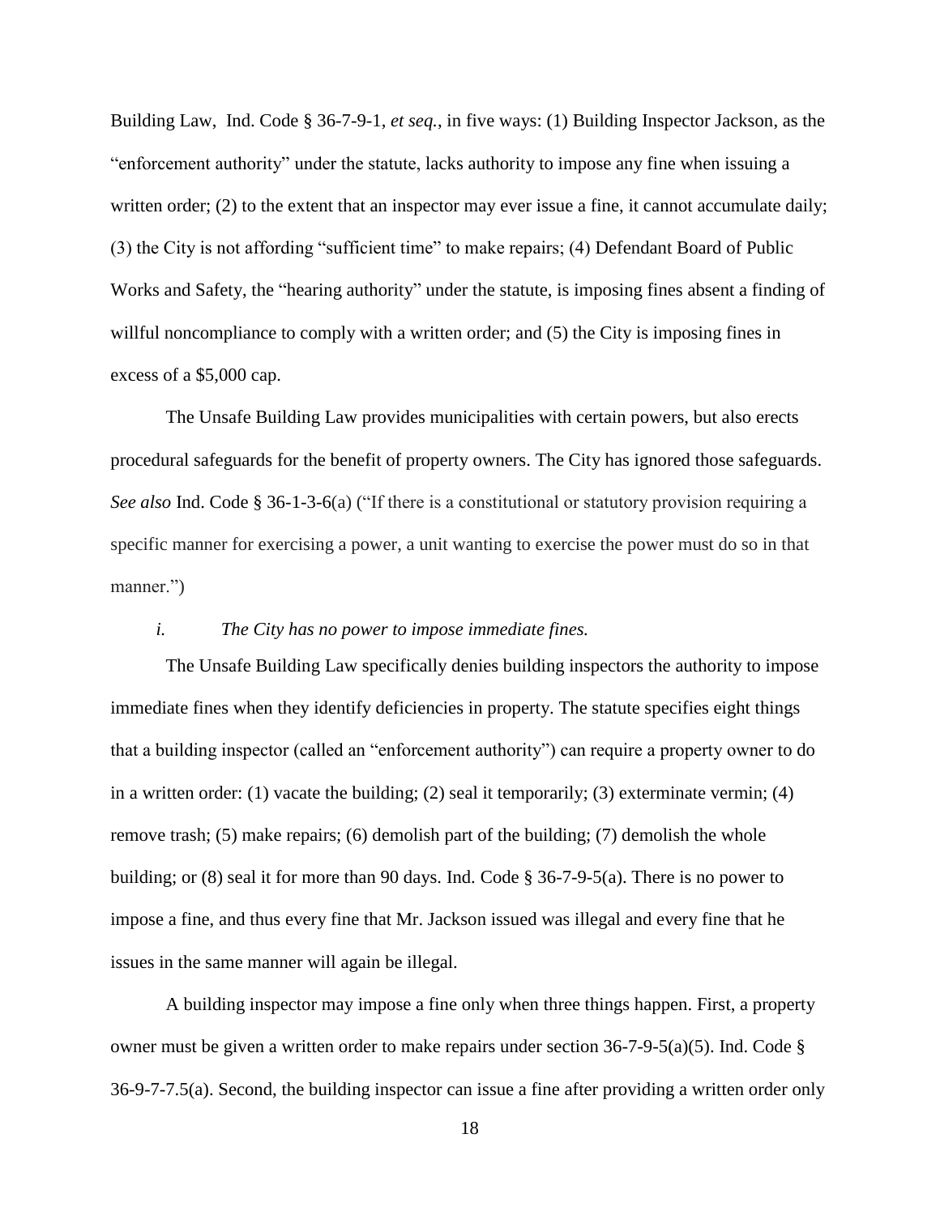Building Law, Ind. Code § 36-7-9-1, *et seq.*, in five ways: (1) Building Inspector Jackson, as the "enforcement authority" under the statute, lacks authority to impose any fine when issuing a written order; (2) to the extent that an inspector may ever issue a fine, it cannot accumulate daily; (3) the City is not affording "sufficient time" to make repairs; (4) Defendant Board of Public Works and Safety, the "hearing authority" under the statute, is imposing fines absent a finding of willful noncompliance to comply with a written order; and (5) the City is imposing fines in excess of a $5,000 cap.

The Unsafe Building Law provides municipalities with certain powers, but also erects procedural safeguards for the benefit of property owners. The City has ignored those safeguards. ***See also*** Ind. Code § 36-1-3-6(a) ("If there is a constitutional or statutory provision requiring a specific manner for exercising a power, a unit wanting to exercise the power must do so in that manner.")

*i. The City has no power to impose immediate fines.*

The Unsafe Building Law specifically denies building inspectors the authority to impose immediate fines when they identify deficiencies in property. The statute specifies eight things that a building inspector (called an "enforcement authority") can require a property owner to do in a written order: (1) vacate the building; (2) seal it temporarily; (3) exterminate vermin; (4) remove trash; (5) make repairs; (6) demolish part of the building; (7) demolish the whole building; or (8) seal it for more than 90 days. Ind. Code § 36-7-9-5(a). There is no power to impose a fine, and thus every fine that Mr. Jackson issued was illegal and every fine that he issues in the same manner will again be illegal.

A building inspector may impose a fine only when three things happen. First, a property owner must be given a written order to make repairs under section 36-7-9-5(a)(5). Ind. Code § 36-9-7-7.5(a). Second, the building inspector can issue a fine after providing a written order only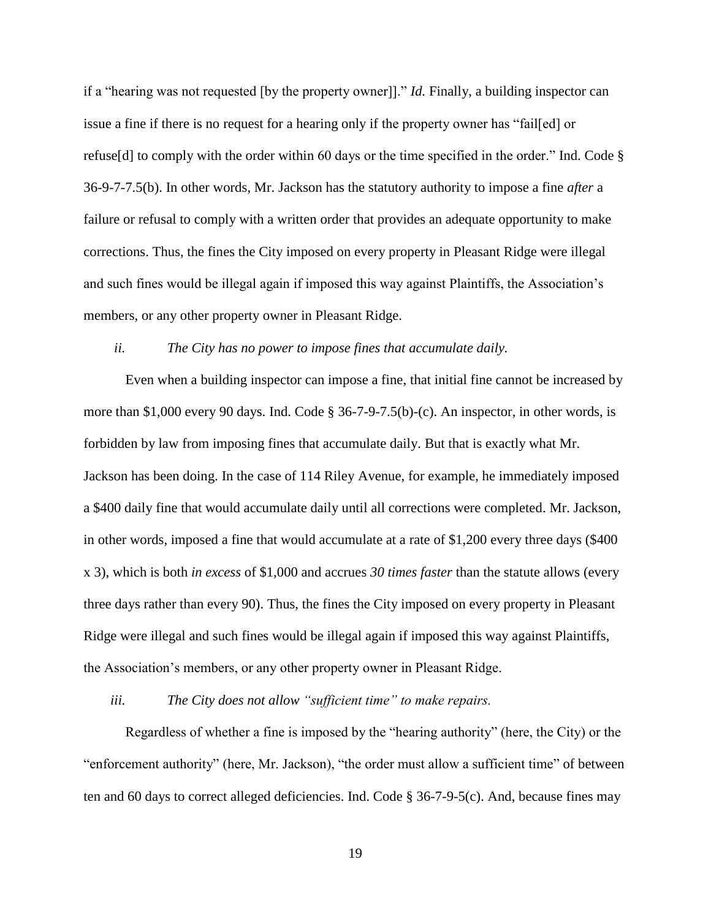if a "hearing was not requested [by the property owner]]." *Id.* Finally, a building inspector can issue a fine if there is no request for a hearing only if the property owner has "fail[ed] or refuse[d] to comply with the order within 60 days or the time specified in the order." Ind. Code § 36-9-7-7.5(b). In other words, Mr. Jackson has the statutory authority to impose a fine *after* a failure or refusal to comply with a written order that provides an adequate opportunity to make corrections. Thus, the fines the City imposed on every property in Pleasant Ridge were illegal and such fines would be illegal again if imposed this way against Plaintiffs, the Association's members, or any other property owner in Pleasant Ridge.

*ii. The City has no power to impose fines that accumulate daily.*

Even when a building inspector can impose a fine, that initial fine cannot be increased by more than $1,000 every 90 days. Ind. Code § 36-7-9-7.5(b)-(c). An inspector, in other words, is forbidden by law from imposing fines that accumulate daily. But that is exactly what Mr. Jackson has been doing. In the case of 114 Riley Avenue, for example, he immediately imposed a $400 daily fine that would accumulate daily until all corrections were completed. Mr. Jackson, in other words, imposed a fine that would accumulate at a rate of $1,200 every three days ($400 x 3), which is both *in excess* of $1,000 and accrues *30 times faster* than the statute allows (every three days rather than every 90). Thus, the fines the City imposed on every property in Pleasant Ridge were illegal and such fines would be illegal again if imposed this way against Plaintiffs, the Association's members, or any other property owner in Pleasant Ridge.

*iii. The City does not allow "sufficient time" to make repairs.*

Regardless of whether a fine is imposed by the "hearing authority" (here, the City) or the "enforcement authority" (here, Mr. Jackson), "the order must allow a sufficient time" of between ten and 60 days to correct alleged deficiencies. Ind. Code § 36-7-9-5(c). And, because fines may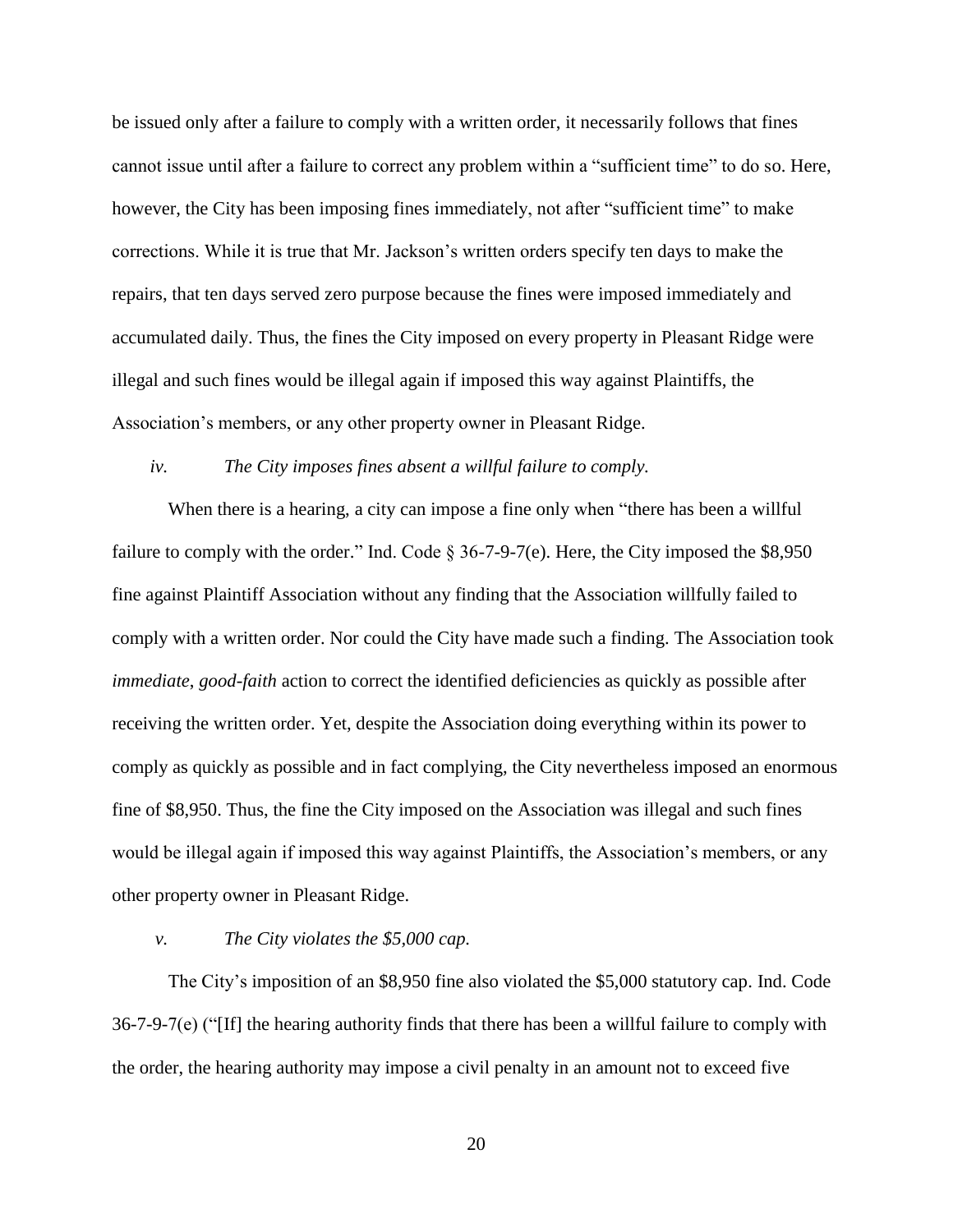be issued only after a failure to comply with a written order, it necessarily follows that fines cannot issue until after a failure to correct any problem within a "sufficient time" to do so. Here, however, the City has been imposing fines immediately, not after "sufficient time" to make corrections. While it is true that Mr. Jackson's written orders specify ten days to make the repairs, that ten days served zero purpose because the fines were imposed immediately and accumulated daily. Thus, the fines the City imposed on every property in Pleasant Ridge were illegal and such fines would be illegal again if imposed this way against Plaintiffs, the Association's members, or any other property owner in Pleasant Ridge.

*iv. The City imposes fines absent a willful failure to comply.*

When there is a hearing, a city can impose a fine only when "there has been a willful failure to comply with the order." Ind. Code § 36-7-9-7(e). Here, the City imposed the $8,950 fine against Plaintiff Association without any finding that the Association willfully failed to comply with a written order. Nor could the City have made such a finding. The Association took *immediate*, *good-faith* action to correct the identified deficiencies as quickly as possible after receiving the written order. Yet, despite the Association doing everything within its power to comply as quickly as possible and in fact complying, the City nevertheless imposed an enormous fine of $8,950. Thus, the fine the City imposed on the Association was illegal and such fines would be illegal again if imposed this way against Plaintiffs, the Association's members, or any other property owner in Pleasant Ridge.

*v. The City violates the $5,000 cap.*

The City's imposition of an $8,950 fine also violated the $5,000 statutory cap. Ind. Code 36-7-9-7(e) ("[If] the hearing authority finds that there has been a willful failure to comply with the order, the hearing authority may impose a civil penalty in an amount not to exceed five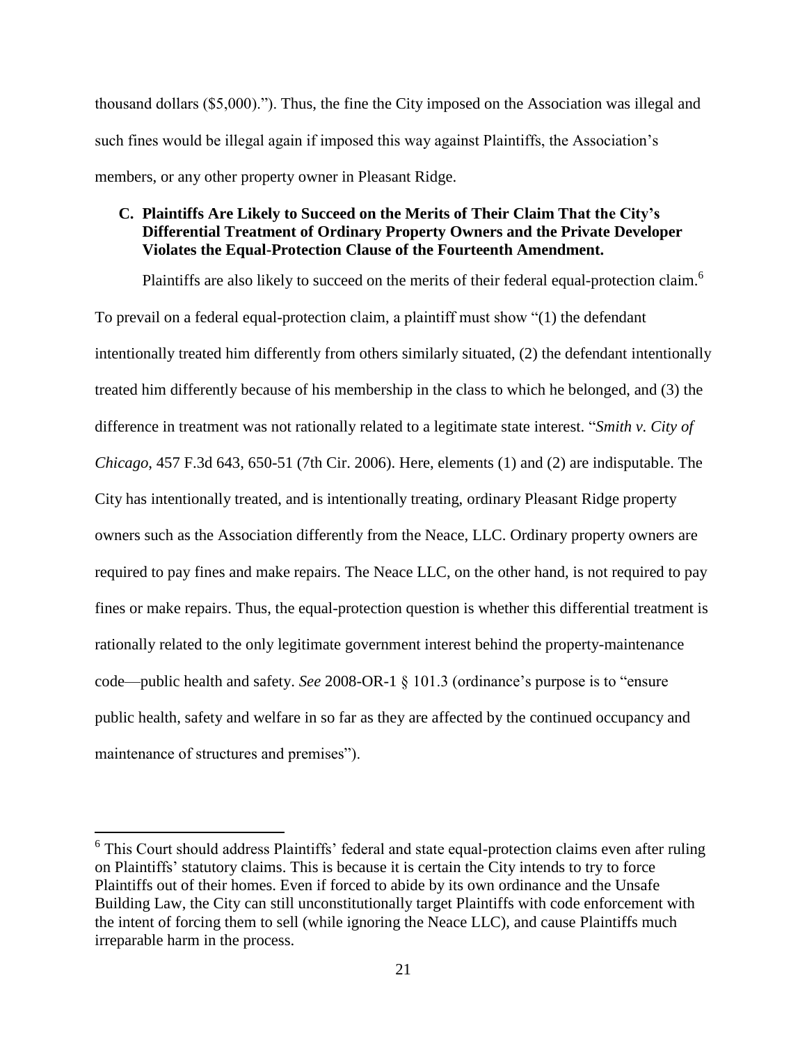thousand dollars ($5,000)."). Thus, the fine the City imposed on the Association was illegal and such fines would be illegal again if imposed this way against Plaintiffs, the Association's members, or any other property owner in Pleasant Ridge.

### C. Plaintiffs Are Likely to Succeed on the Merits of Their Claim That the City's Differential Treatment of Ordinary Property Owners and the Private Developer Violates the Equal-Protection Clause of the Fourteenth Amendment.

Plaintiffs are also likely to succeed on the merits of their federal equal-protection claim.[6] To prevail on a federal equal-protection claim, a plaintiff must show "(1) the defendant intentionally treated him differently from others similarly situated, (2) the defendant intentionally treated him differently because of his membership in the class to which he belonged, and (3) the difference in treatment was not rationally related to a legitimate state interest. "*Smith v. City of Chicago*, 457 F.3d 643, 650-51 (7th Cir. 2006). Here, elements (1) and (2) are indisputable. The City has intentionally treated, and is intentionally treating, ordinary Pleasant Ridge property owners such as the Association differently from the Neace, LLC. Ordinary property owners are required to pay fines and make repairs. The Neace LLC, on the other hand, is not required to pay fines or make repairs. Thus, the equal-protection question is whether this differential treatment is rationally related to the only legitimate government interest behind the property-maintenance code—public health and safety. *See* 2008-OR-1 § 101.3 (ordinance's purpose is to "ensure public health, safety and welfare in so far as they are affected by the continued occupancy and maintenance of structures and premises").

---

[6] This Court should address Plaintiffs' federal and state equal-protection claims even after ruling on Plaintiffs' statutory claims. This is because it is certain the City intends to try to force Plaintiffs out of their homes. Even if forced to abide by its own ordinance and the Unsafe Building Law, the City can still unconstitutionally target Plaintiffs with code enforcement with the intent of forcing them to sell (while ignoring the Neace LLC), and cause Plaintiffs much irreparable harm in the process.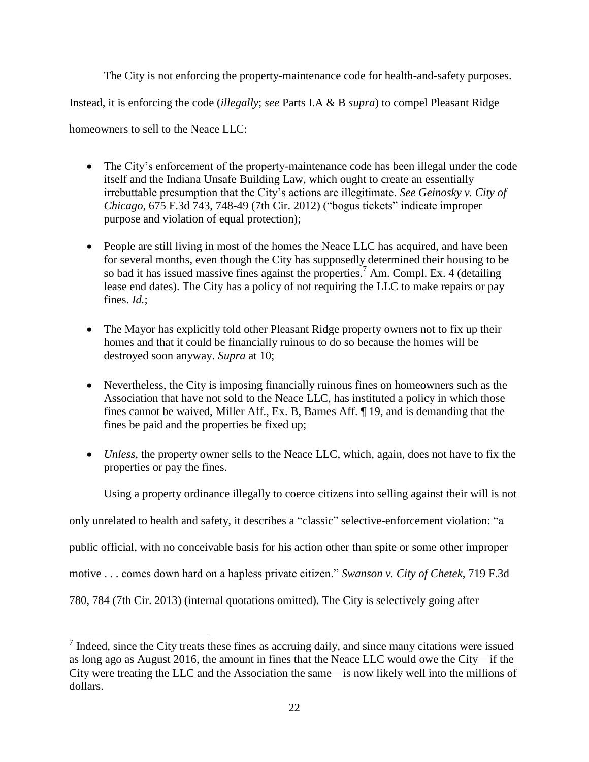The City is not enforcing the property-maintenance code for health-and-safety purposes. Instead, it is enforcing the code (*illegally*; *see* Parts I.A & B *supra*) to compel Pleasant Ridge homeowners to sell to the Neace LLC:

- The City's enforcement of the property-maintenance code has been illegal under the code itself and the Indiana Unsafe Building Law, which ought to create an essentially irrebuttable presumption that the City's actions are illegitimate. *See Geinosky v. City of Chicago*, 675 F.3d 743, 748-49 (7th Cir. 2012) ("bogus tickets" indicate improper purpose and violation of equal protection);
- People are still living in most of the homes the Neace LLC has acquired, and have been for several months, even though the City has supposedly determined their housing to be so bad it has issued massive fines against the properties.[7] Am. Compl. Ex. 4 (detailing lease end dates). The City has a policy of not requiring the LLC to make repairs or pay fines. *Id.*;
- The Mayor has explicitly told other Pleasant Ridge property owners not to fix up their homes and that it could be financially ruinous to do so because the homes will be destroyed soon anyway. *Supra* at 10;
- Nevertheless, the City is imposing financially ruinous fines on homeowners such as the Association that have not sold to the Neace LLC, has instituted a policy in which those fines cannot be waived, Miller Aff., Ex. B, Barnes Aff. ¶ 19, and is demanding that the fines be paid and the properties be fixed up;
- *Unless*, the property owner sells to the Neace LLC, which, again, does not have to fix the properties or pay the fines.

Using a property ordinance illegally to coerce citizens into selling against their will is not only unrelated to health and safety, it describes a "classic" selective-enforcement violation: "a public official, with no conceivable basis for his action other than spite or some other improper motive . . . comes down hard on a hapless private citizen." *Swanson v. City of Chetek*, 719 F.3d 780, 784 (7th Cir. 2013) (internal quotations omitted). The City is selectively going after

[7] Indeed, since the City treats these fines as accruing daily, and since many citations were issued as long ago as August 2016, the amount in fines that the Neace LLC would owe the City—if the City were treating the LLC and the Association the same—is now likely well into the millions of dollars.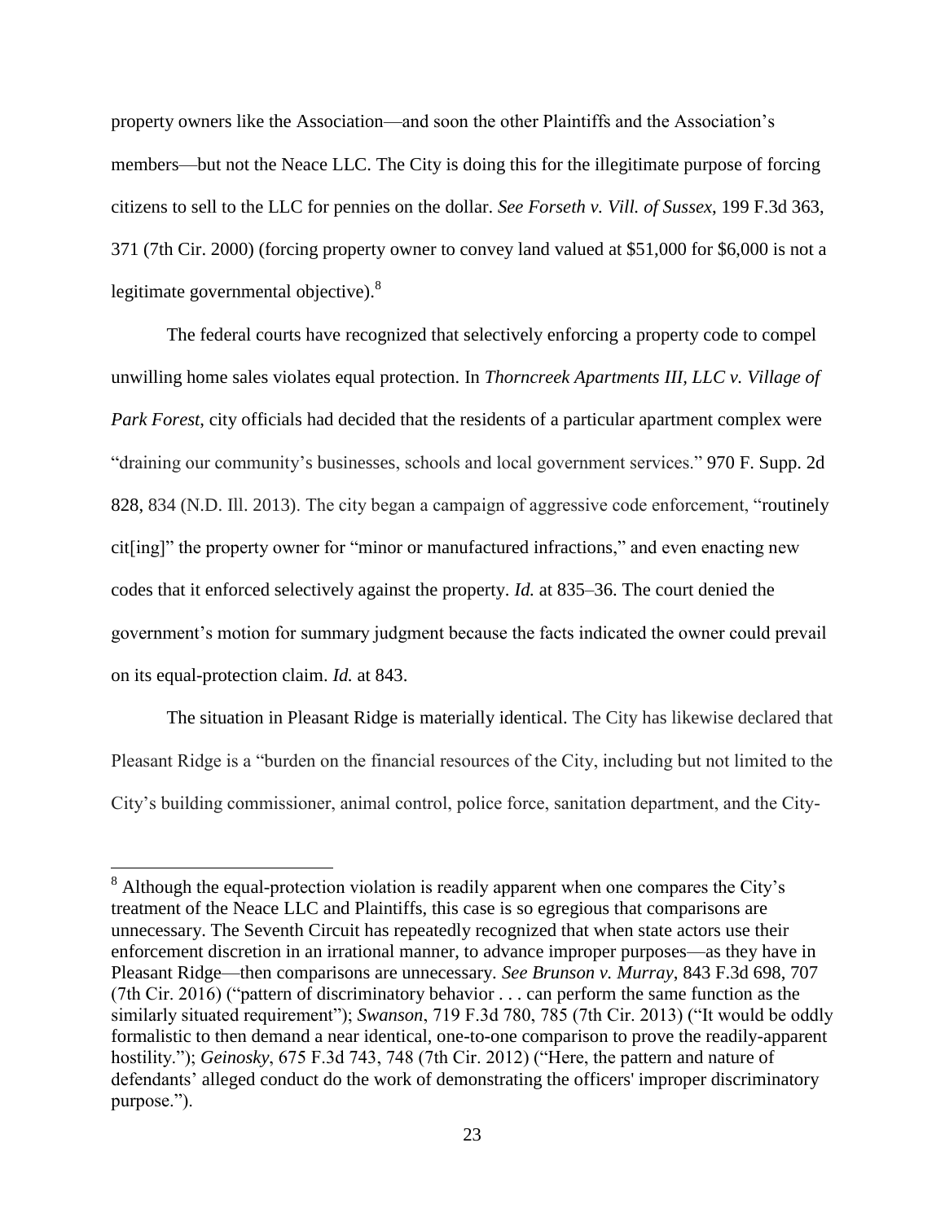property owners like the Association—and soon the other Plaintiffs and the Association's members—but not the Neace LLC. The City is doing this for the illegitimate purpose of forcing citizens to sell to the LLC for pennies on the dollar. *See Forseth v. Vill. of Sussex*, 199 F.3d 363, 371 (7th Cir. 2000) (forcing property owner to convey land valued at $51,000 for $6,000 is not a legitimate governmental objective).[8]

The federal courts have recognized that selectively enforcing a property code to compel unwilling home sales violates equal protection. In *Thorncreek Apartments III, LLC v. Village of Park Forest*, city officials had decided that the residents of a particular apartment complex were "draining our community's businesses, schools and local government services." 970 F. Supp. 2d 828, 834 (N.D. Ill. 2013). The city began a campaign of aggressive code enforcement, "routinely cit[ing]" the property owner for "minor or manufactured infractions," and even enacting new codes that it enforced selectively against the property. *Id.* at 835–36. The court denied the government's motion for summary judgment because the facts indicated the owner could prevail on its equal-protection claim. *Id.* at 843.

The situation in Pleasant Ridge is materially identical. The City has likewise declared that Pleasant Ridge is a "burden on the financial resources of the City, including but not limited to the City's building commissioner, animal control, police force, sanitation department, and the City-

---

[8] Although the equal-protection violation is readily apparent when one compares the City's treatment of the Neace LLC and Plaintiffs, this case is so egregious that comparisons are unnecessary. The Seventh Circuit has repeatedly recognized that when state actors use their enforcement discretion in an irrational manner, to advance improper purposes—as they have in Pleasant Ridge—then comparisons are unnecessary. *See Brunson v. Murray*, 843 F.3d 698, 707 (7th Cir. 2016) ("pattern of discriminatory behavior . . . can perform the same function as the similarly situated requirement"); *Swanson*, 719 F.3d 780, 785 (7th Cir. 2013) ("It would be oddly formalistic to then demand a near identical, one-to-one comparison to prove the readily-apparent hostility."); *Geinosky*, 675 F.3d 743, 748 (7th Cir. 2012) ("Here, the pattern and nature of defendants' alleged conduct do the work of demonstrating the officers' improper discriminatory purpose.").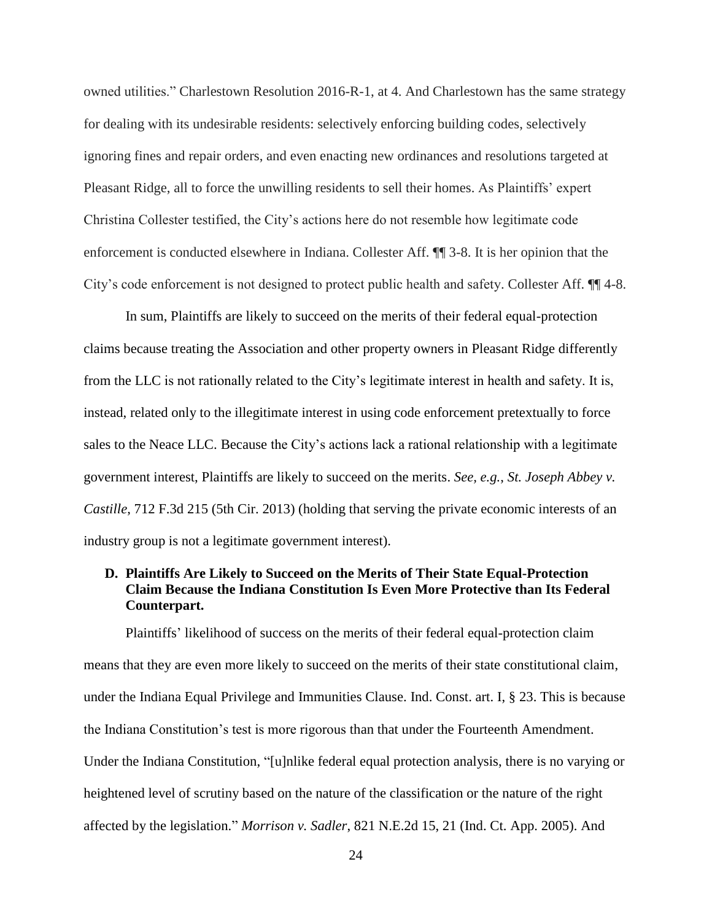owned utilities." Charlestown Resolution 2016-R-1, at 4. And Charlestown has the same strategy for dealing with its undesirable residents: selectively enforcing building codes, selectively ignoring fines and repair orders, and even enacting new ordinances and resolutions targeted at Pleasant Ridge, all to force the unwilling residents to sell their homes. As Plaintiffs' expert Christina Collester testified, the City's actions here do not resemble how legitimate code enforcement is conducted elsewhere in Indiana. Collester Aff. ¶¶ 3-8. It is her opinion that the City's code enforcement is not designed to protect public health and safety. Collester Aff. ¶¶ 4-8.

In sum, Plaintiffs are likely to succeed on the merits of their federal equal-protection claims because treating the Association and other property owners in Pleasant Ridge differently from the LLC is not rationally related to the City's legitimate interest in health and safety. It is, instead, related only to the illegitimate interest in using code enforcement pretextually to force sales to the Neace LLC. Because the City's actions lack a rational relationship with a legitimate government interest, Plaintiffs are likely to succeed on the merits. *See, e.g.*, *St. Joseph Abbey v. Castille*, 712 F.3d 215 (5th Cir. 2013) (holding that serving the private economic interests of an industry group is not a legitimate government interest).

### D. Plaintiffs Are Likely to Succeed on the Merits of Their State Equal-Protection Claim Because the Indiana Constitution Is Even More Protective than Its Federal Counterpart.

Plaintiffs' likelihood of success on the merits of their federal equal-protection claim means that they are even more likely to succeed on the merits of their state constitutional claim, under the Indiana Equal Privilege and Immunities Clause. Ind. Const. art. I, § 23. This is because the Indiana Constitution's test is more rigorous than that under the Fourteenth Amendment. Under the Indiana Constitution, "[u]nlike federal equal protection analysis, there is no varying or heightened level of scrutiny based on the nature of the classification or the nature of the right affected by the legislation." *Morrison v. Sadler*, 821 N.E.2d 15, 21 (Ind. Ct. App. 2005). And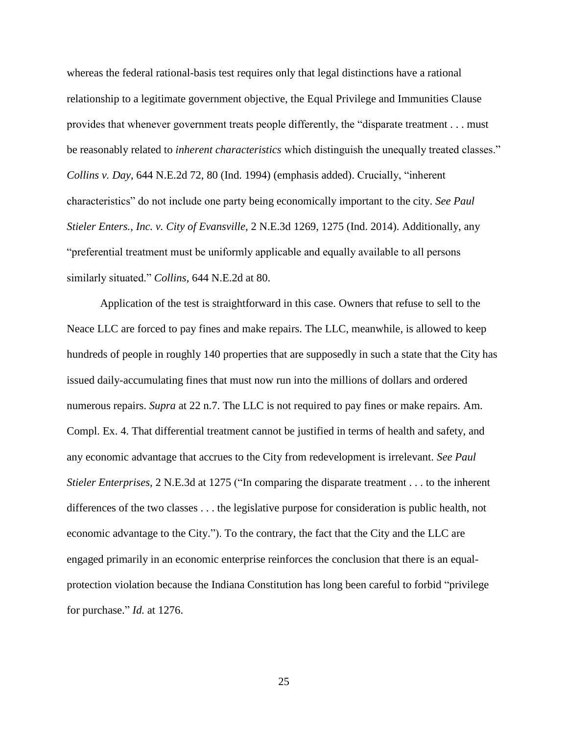whereas the federal rational-basis test requires only that legal distinctions have a rational relationship to a legitimate government objective, the Equal Privilege and Immunities Clause provides that whenever government treats people differently, the "disparate treatment . . . must be reasonably related to *inherent characteristics* which distinguish the unequally treated classes." *Collins v. Day*, 644 N.E.2d 72, 80 (Ind. 1994) (emphasis added). Crucially, "inherent characteristics" do not include one party being economically important to the city. *See Paul Stieler Enters., Inc. v. City of Evansville*, 2 N.E.3d 1269, 1275 (Ind. 2014). Additionally, any "preferential treatment must be uniformly applicable and equally available to all persons similarly situated." *Collins*, 644 N.E.2d at 80.

Application of the test is straightforward in this case. Owners that refuse to sell to the Neace LLC are forced to pay fines and make repairs. The LLC, meanwhile, is allowed to keep hundreds of people in roughly 140 properties that are supposedly in such a state that the City has issued daily-accumulating fines that must now run into the millions of dollars and ordered numerous repairs. *Supra* at 22 n.7. The LLC is not required to pay fines or make repairs. Am. Compl. Ex. 4. That differential treatment cannot be justified in terms of health and safety, and any economic advantage that accrues to the City from redevelopment is irrelevant. *See Paul Stieler Enterprises*, 2 N.E.3d at 1275 ("In comparing the disparate treatment . . . to the inherent differences of the two classes . . . the legislative purpose for consideration is public health, not economic advantage to the City."). To the contrary, the fact that the City and the LLC are engaged primarily in an economic enterprise reinforces the conclusion that there is an equal-protection violation because the Indiana Constitution has long been careful to forbid "privilege for purchase." *Id.* at 1276.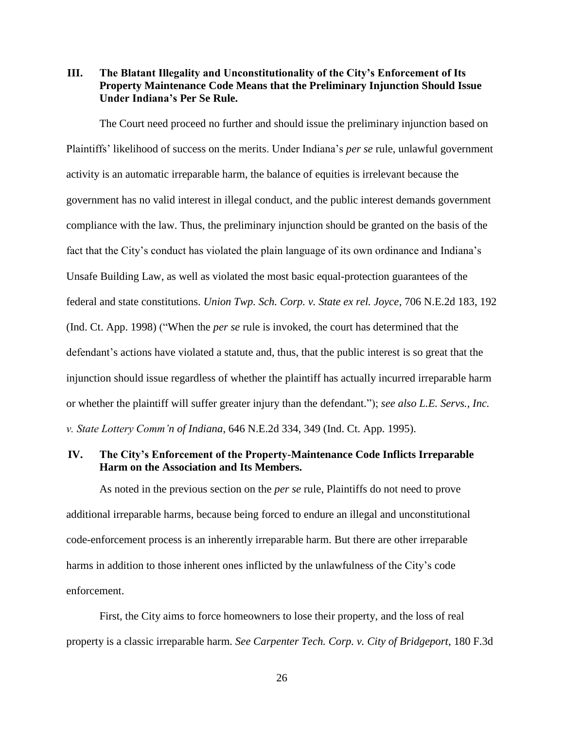## III. The Blatant Illegality and Unconstitutionality of the City's Enforcement of Its Property Maintenance Code Means that the Preliminary Injunction Should Issue Under Indiana's Per Se Rule.

The Court need proceed no further and should issue the preliminary injunction based on Plaintiffs' likelihood of success on the merits. Under Indiana's *per se* rule, unlawful government activity is an automatic irreparable harm, the balance of equities is irrelevant because the government has no valid interest in illegal conduct, and the public interest demands government compliance with the law. Thus, the preliminary injunction should be granted on the basis of the fact that the City's conduct has violated the plain language of its own ordinance and Indiana's Unsafe Building Law, as well as violated the most basic equal-protection guarantees of the federal and state constitutions. *Union Twp. Sch. Corp. v. State ex rel. Joyce*, 706 N.E.2d 183, 192 (Ind. Ct. App. 1998) ("When the *per se* rule is invoked, the court has determined that the defendant's actions have violated a statute and, thus, that the public interest is so great that the injunction should issue regardless of whether the plaintiff has actually incurred irreparable harm or whether the plaintiff will suffer greater injury than the defendant."); *see also L.E. Servs., Inc. v. State Lottery Comm'n of Indiana*, 646 N.E.2d 334, 349 (Ind. Ct. App. 1995).

## IV. The City's Enforcement of the Property-Maintenance Code Inflicts Irreparable Harm on the Association and Its Members.

As noted in the previous section on the *per se* rule, Plaintiffs do not need to prove additional irreparable harms, because being forced to endure an illegal and unconstitutional code-enforcement process is an inherently irreparable harm. But there are other irreparable harms in addition to those inherent ones inflicted by the unlawfulness of the City's code enforcement.

First, the City aims to force homeowners to lose their property, and the loss of real property is a classic irreparable harm. *See Carpenter Tech. Corp. v. City of Bridgeport*, 180 F.3d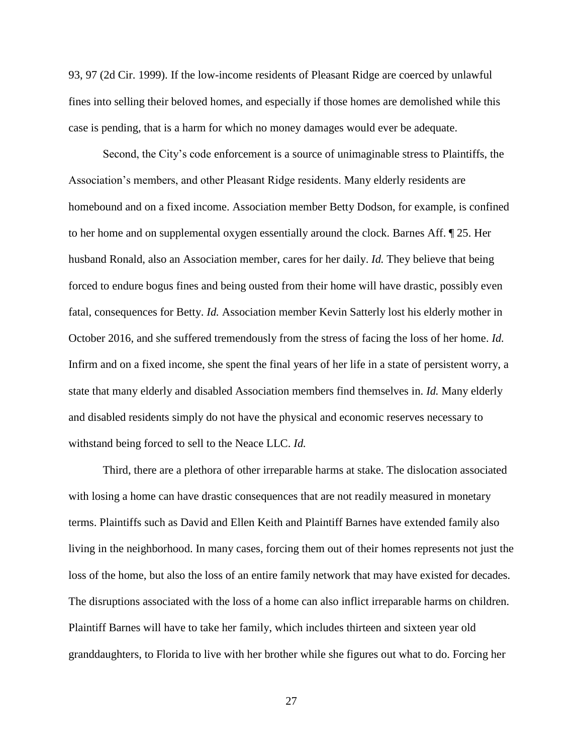93, 97 (2d Cir. 1999). If the low-income residents of Pleasant Ridge are coerced by unlawful fines into selling their beloved homes, and especially if those homes are demolished while this case is pending, that is a harm for which no money damages would ever be adequate.

Second, the City's code enforcement is a source of unimaginable stress to Plaintiffs, the Association's members, and other Pleasant Ridge residents. Many elderly residents are homebound and on a fixed income. Association member Betty Dodson, for example, is confined to her home and on supplemental oxygen essentially around the clock. Barnes Aff. ¶ 25. Her husband Ronald, also an Association member, cares for her daily. *Id.* They believe that being forced to endure bogus fines and being ousted from their home will have drastic, possibly even fatal, consequences for Betty. *Id.* Association member Kevin Satterly lost his elderly mother in October 2016, and she suffered tremendously from the stress of facing the loss of her home. *Id.* Infirm and on a fixed income, she spent the final years of her life in a state of persistent worry, a state that many elderly and disabled Association members find themselves in. *Id.* Many elderly and disabled residents simply do not have the physical and economic reserves necessary to withstand being forced to sell to the Neace LLC. *Id.*

Third, there are a plethora of other irreparable harms at stake. The dislocation associated with losing a home can have drastic consequences that are not readily measured in monetary terms. Plaintiffs such as David and Ellen Keith and Plaintiff Barnes have extended family also living in the neighborhood. In many cases, forcing them out of their homes represents not just the loss of the home, but also the loss of an entire family network that may have existed for decades. The disruptions associated with the loss of a home can also inflict irreparable harms on children. Plaintiff Barnes will have to take her family, which includes thirteen and sixteen year old granddaughters, to Florida to live with her brother while she figures out what to do. Forcing her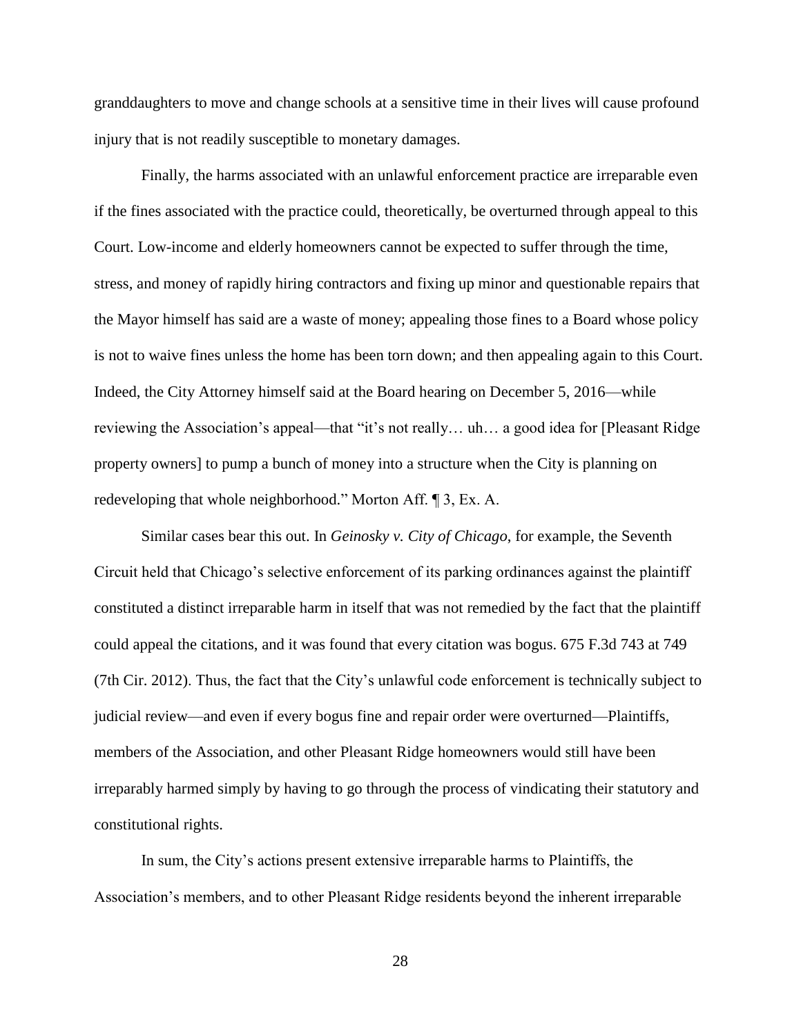granddaughters to move and change schools at a sensitive time in their lives will cause profound injury that is not readily susceptible to monetary damages.

Finally, the harms associated with an unlawful enforcement practice are irreparable even if the fines associated with the practice could, theoretically, be overturned through appeal to this Court. Low-income and elderly homeowners cannot be expected to suffer through the time, stress, and money of rapidly hiring contractors and fixing up minor and questionable repairs that the Mayor himself has said are a waste of money; appealing those fines to a Board whose policy is not to waive fines unless the home has been torn down; and then appealing again to this Court. Indeed, the City Attorney himself said at the Board hearing on December 5, 2016—while reviewing the Association's appeal—that "it's not really… uh… a good idea for [Pleasant Ridge property owners] to pump a bunch of money into a structure when the City is planning on redeveloping that whole neighborhood." Morton Aff. ¶ 3, Ex. A.

Similar cases bear this out. In *Geinosky v. City of Chicago*, for example, the Seventh Circuit held that Chicago's selective enforcement of its parking ordinances against the plaintiff constituted a distinct irreparable harm in itself that was not remedied by the fact that the plaintiff could appeal the citations, and it was found that every citation was bogus. 675 F.3d 743 at 749 (7th Cir. 2012). Thus, the fact that the City's unlawful code enforcement is technically subject to judicial review—and even if every bogus fine and repair order were overturned—Plaintiffs, members of the Association, and other Pleasant Ridge homeowners would still have been irreparably harmed simply by having to go through the process of vindicating their statutory and constitutional rights.

In sum, the City's actions present extensive irreparable harms to Plaintiffs, the Association's members, and to other Pleasant Ridge residents beyond the inherent irreparable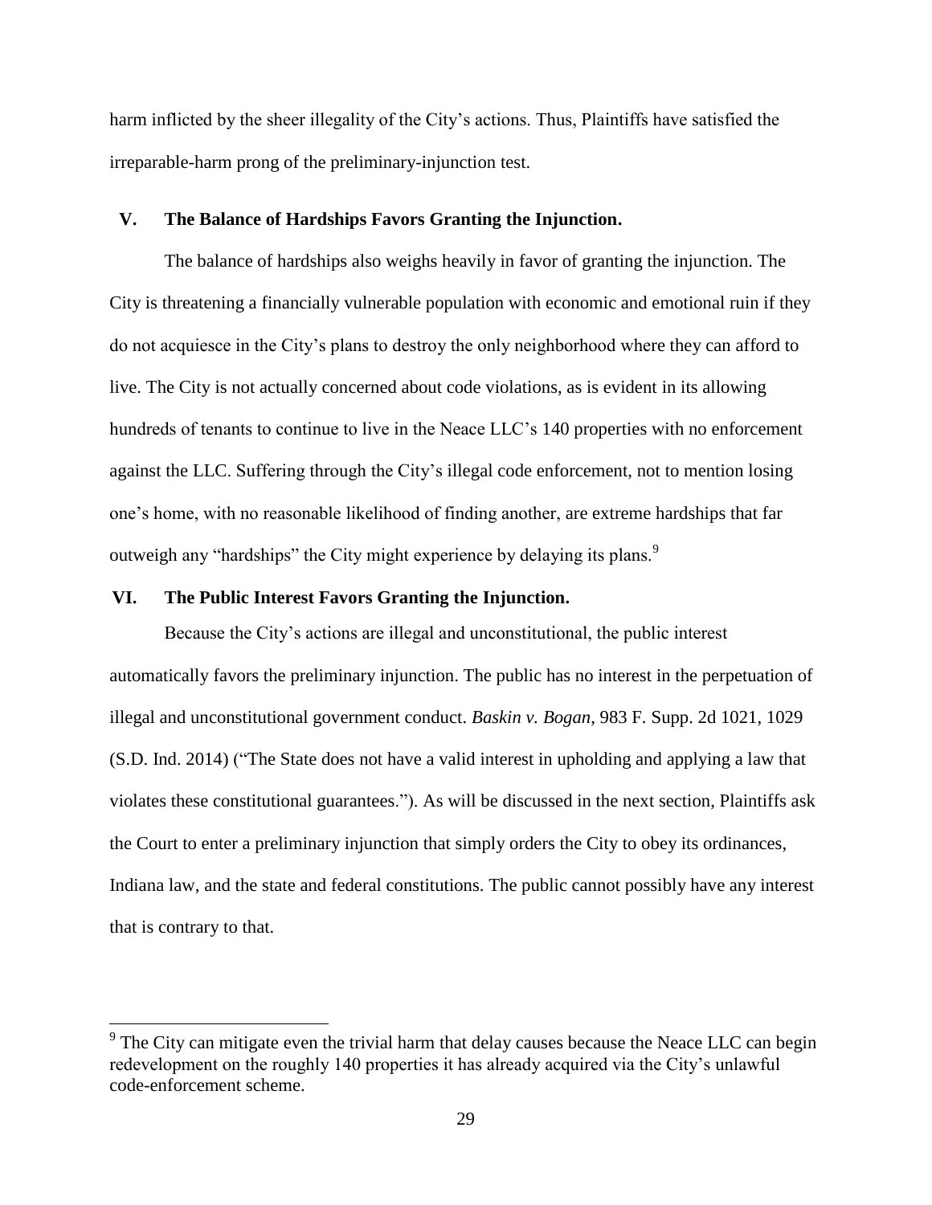harm inflicted by the sheer illegality of the City's actions. Thus, Plaintiffs have satisfied the irreparable-harm prong of the preliminary-injunction test.

## V. The Balance of Hardships Favors Granting the Injunction.

The balance of hardships also weighs heavily in favor of granting the injunction. The City is threatening a financially vulnerable population with economic and emotional ruin if they do not acquiesce in the City's plans to destroy the only neighborhood where they can afford to live. The City is not actually concerned about code violations, as is evident in its allowing hundreds of tenants to continue to live in the Neace LLC's 140 properties with no enforcement against the LLC. Suffering through the City's illegal code enforcement, not to mention losing one's home, with no reasonable likelihood of finding another, are extreme hardships that far outweigh any "hardships" the City might experience by delaying its plans.[9]

## VI. The Public Interest Favors Granting the Injunction.

Because the City's actions are illegal and unconstitutional, the public interest automatically favors the preliminary injunction. The public has no interest in the perpetuation of illegal and unconstitutional government conduct. *Baskin v. Bogan*, 983 F. Supp. 2d 1021, 1029 (S.D. Ind. 2014) ("The State does not have a valid interest in upholding and applying a law that violates these constitutional guarantees."). As will be discussed in the next section, Plaintiffs ask the Court to enter a preliminary injunction that simply orders the City to obey its ordinances, Indiana law, and the state and federal constitutions. The public cannot possibly have any interest that is contrary to that.

---

[9] The City can mitigate even the trivial harm that delay causes because the Neace LLC can begin redevelopment on the roughly 140 properties it has already acquired via the City's unlawful code-enforcement scheme.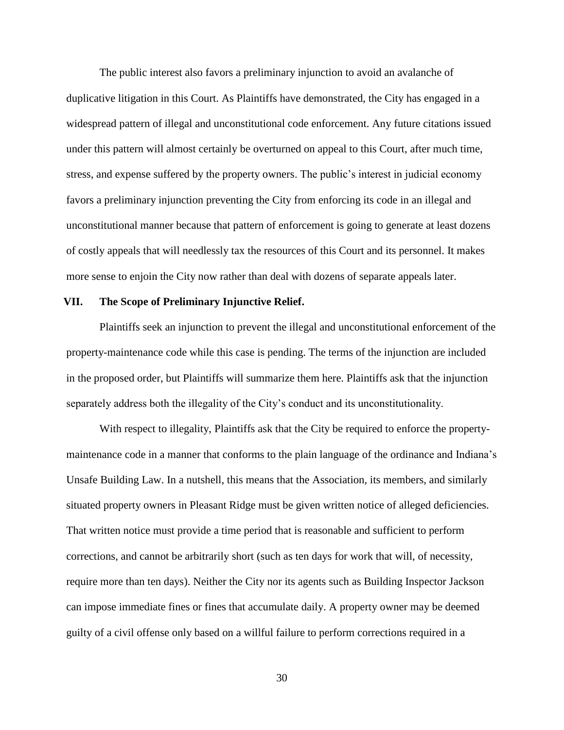The public interest also favors a preliminary injunction to avoid an avalanche of duplicative litigation in this Court. As Plaintiffs have demonstrated, the City has engaged in a widespread pattern of illegal and unconstitutional code enforcement. Any future citations issued under this pattern will almost certainly be overturned on appeal to this Court, after much time, stress, and expense suffered by the property owners. The public's interest in judicial economy favors a preliminary injunction preventing the City from enforcing its code in an illegal and unconstitutional manner because that pattern of enforcement is going to generate at least dozens of costly appeals that will needlessly tax the resources of this Court and its personnel. It makes more sense to enjoin the City now rather than deal with dozens of separate appeals later.

## VII. The Scope of Preliminary Injunctive Relief.

Plaintiffs seek an injunction to prevent the illegal and unconstitutional enforcement of the property-maintenance code while this case is pending. The terms of the injunction are included in the proposed order, but Plaintiffs will summarize them here. Plaintiffs ask that the injunction separately address both the illegality of the City's conduct and its unconstitutionality.

With respect to illegality, Plaintiffs ask that the City be required to enforce the property-maintenance code in a manner that conforms to the plain language of the ordinance and Indiana's Unsafe Building Law. In a nutshell, this means that the Association, its members, and similarly situated property owners in Pleasant Ridge must be given written notice of alleged deficiencies. That written notice must provide a time period that is reasonable and sufficient to perform corrections, and cannot be arbitrarily short (such as ten days for work that will, of necessity, require more than ten days). Neither the City nor its agents such as Building Inspector Jackson can impose immediate fines or fines that accumulate daily. A property owner may be deemed guilty of a civil offense only based on a willful failure to perform corrections required in a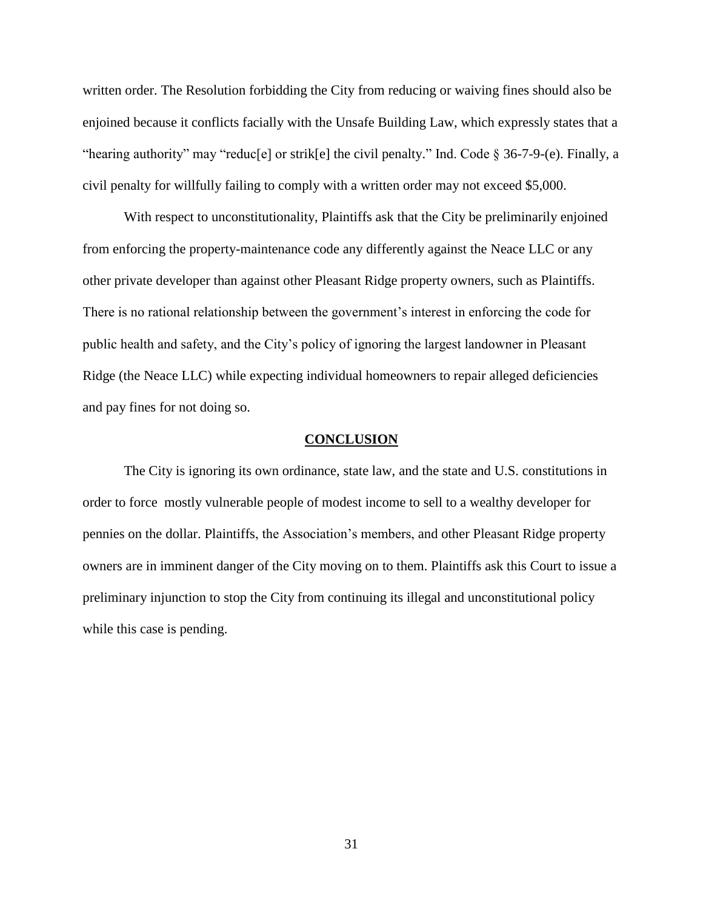written order. The Resolution forbidding the City from reducing or waiving fines should also be enjoined because it conflicts facially with the Unsafe Building Law, which expressly states that a "hearing authority" may "reduc[e] or strik[e] the civil penalty." Ind. Code § 36-7-9-(e). Finally, a civil penalty for willfully failing to comply with a written order may not exceed $5,000.

With respect to unconstitutionality, Plaintiffs ask that the City be preliminarily enjoined from enforcing the property-maintenance code any differently against the Neace LLC or any other private developer than against other Pleasant Ridge property owners, such as Plaintiffs. There is no rational relationship between the government's interest in enforcing the code for public health and safety, and the City's policy of ignoring the largest landowner in Pleasant Ridge (the Neace LLC) while expecting individual homeowners to repair alleged deficiencies and pay fines for not doing so.

## CONCLUSION

The City is ignoring its own ordinance, state law, and the state and U.S. constitutions in order to force  mostly vulnerable people of modest income to sell to a wealthy developer for pennies on  the dollar. Plaintiffs, the Association's members, and other Pleasant Ridge property owners are in imminent danger of the City moving on to them. Plaintiffs ask this Court to issue a preliminary injunction to stop the City from continuing its illegal and unconstitutional policy while this case is pending.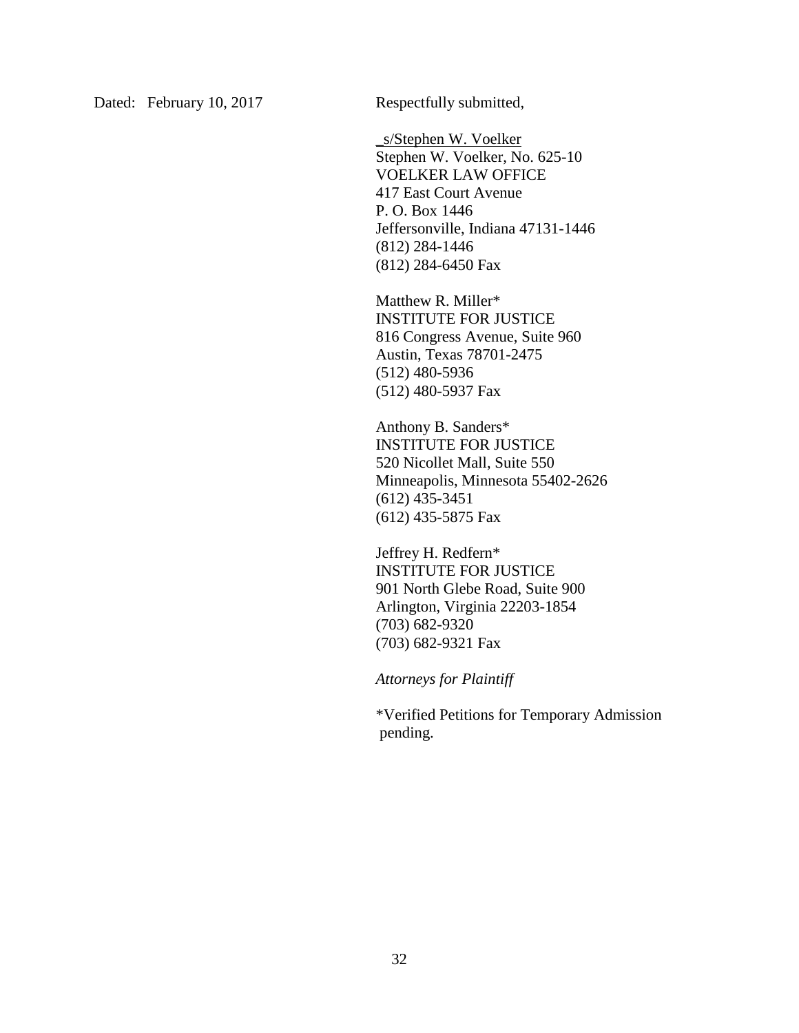Dated: February 10, 2017

Respectfully submitted,

_s/Stephen W. Voelker
Stephen W. Voelker, No. 625-10
VOELKER LAW OFFICE
417 East Court Avenue
P. O. Box 1446
Jeffersonville, Indiana 47131-1446
(812) 284-1446
(812) 284-6450 Fax

Matthew R. Miller*
INSTITUTE FOR JUSTICE
816 Congress Avenue, Suite 960
Austin, Texas 78701-2475
(512) 480-5936
(512) 480-5937 Fax

Anthony B. Sanders*
INSTITUTE FOR JUSTICE
520 Nicollet Mall, Suite 550
Minneapolis, Minnesota 55402-2626
(612) 435-3451
(612) 435-5875 Fax

Jeffrey H. Redfern*
INSTITUTE FOR JUSTICE
901 North Glebe Road, Suite 900
Arlington, Virginia 22203-1854
(703) 682-9320
(703) 682-9321 Fax

*Attorneys for Plaintiff*

*Verified Petitions for Temporary Admission pending.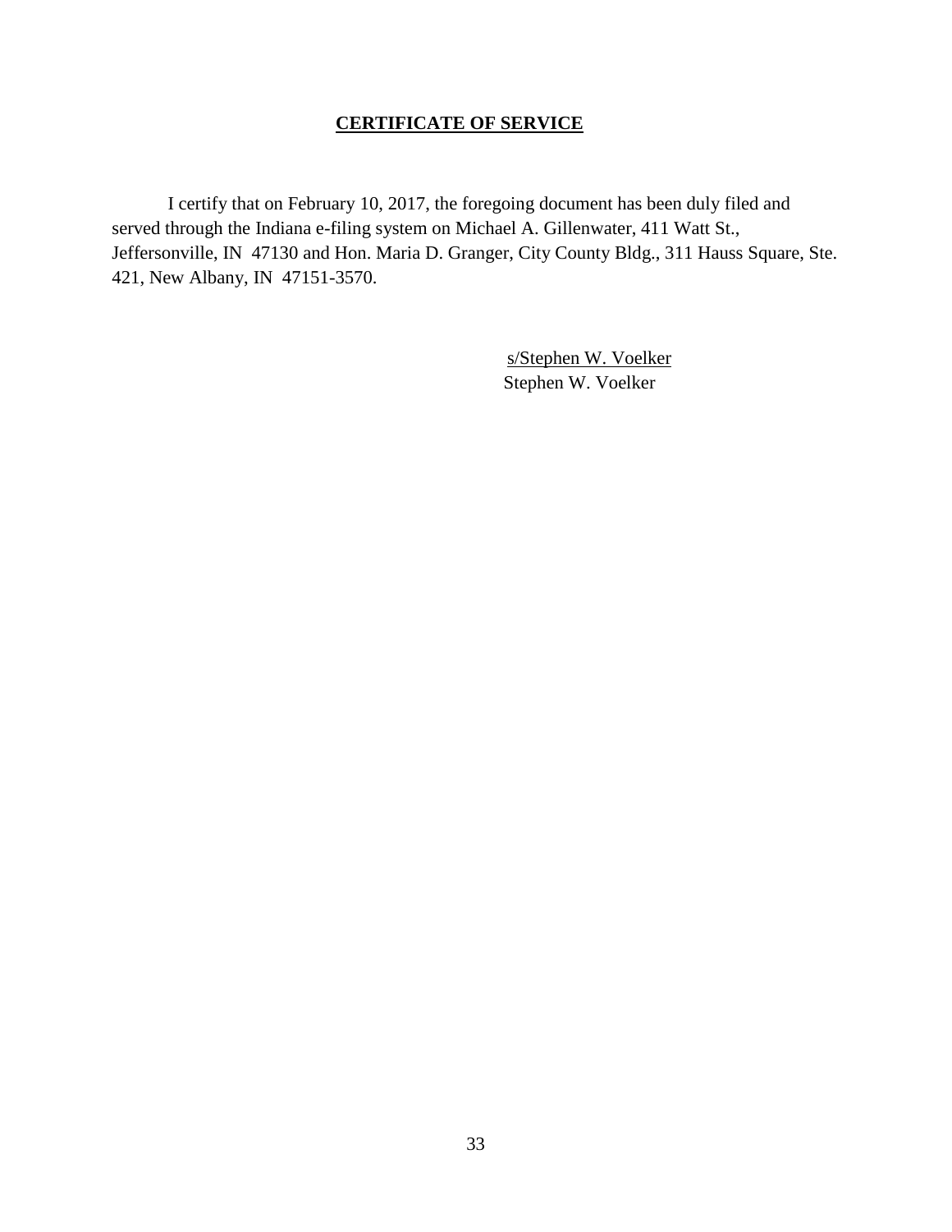## CERTIFICATE OF SERVICE

I certify that on February 10, 2017, the foregoing document has been duly filed and served through the Indiana e-filing system on Michael A. Gillenwater, 411 Watt St., Jeffersonville, IN 47130 and Hon. Maria D. Granger, City County Bldg., 311 Hauss Square, Ste. 421, New Albany, IN 47151-3570.

s/Stephen W. Voelker
Stephen W. Voelker